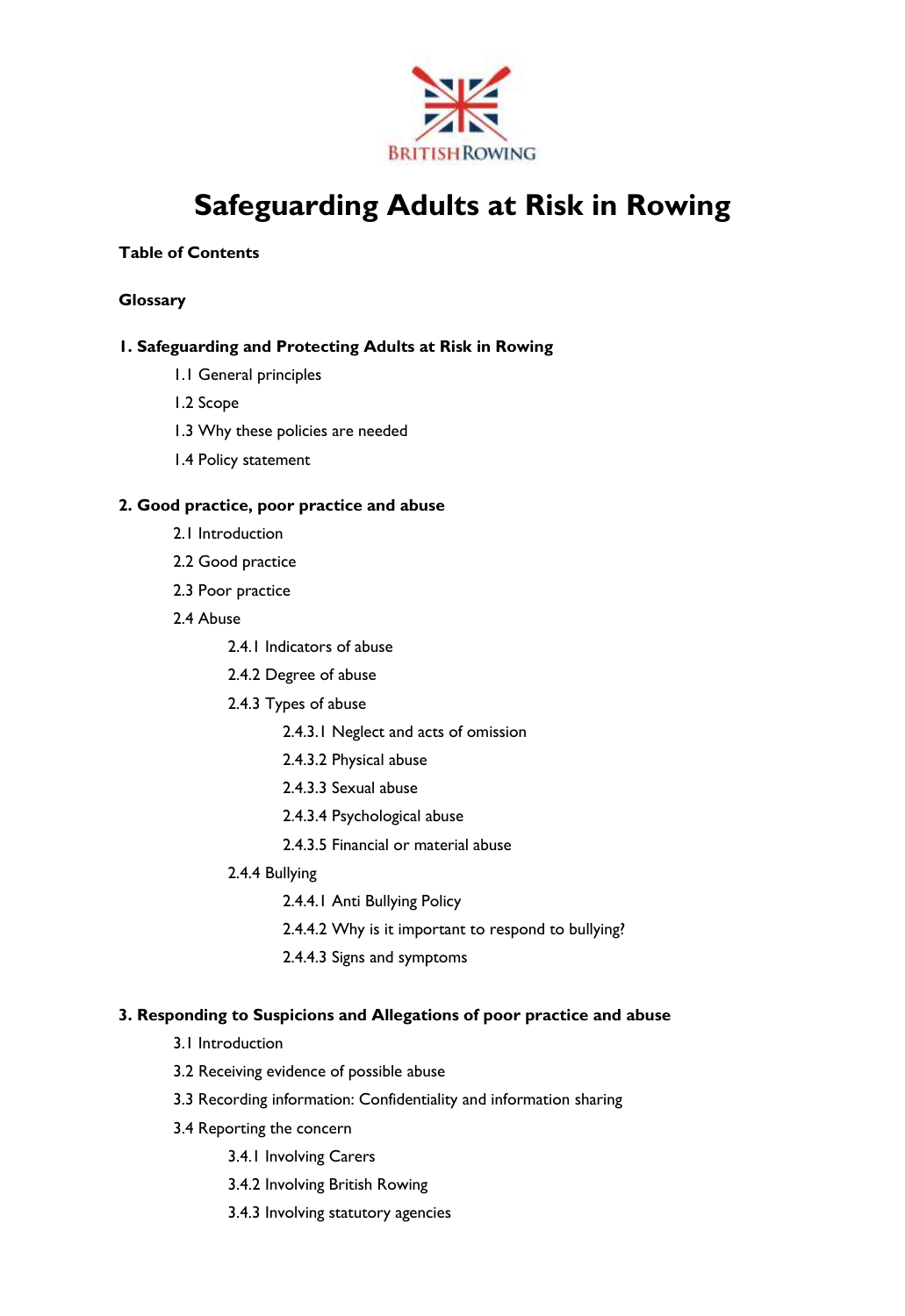# Safeguarding Adults at Risk in Rowing

**Table of Contents**

**Glossary**

**1. Safeguarding and Protecting Adults at Risk in Rowing**

- 1.1 General principles
- 1.2 Scope
- 1.3 Why these policies are needed
- 1.4 Policy statement

**2. Good practice, poor practice and abuse**

- 2.1 Introduction
- 2.2 Good practice
- 2.3 Poor practice
- 2.4 Abuse
  - 2.4.1 Indicators of abuse
  - 2.4.2 Degree of abuse
  - 2.4.3 Types of abuse
    - 2.4.3.1 Neglect and acts of omission
    - 2.4.3.2 Physical abuse
    - 2.4.3.3 Sexual abuse
    - 2.4.3.4 Psychological abuse
    - 2.4.3.5 Financial or material abuse
  - 2.4.4 Bullying
    - 2.4.4.1 Anti Bullying Policy
    - 2.4.4.2 Why is it important to respond to bullying?
    - 2.4.4.3 Signs and symptoms

**3. Responding to Suspicions and Allegations of poor practice and abuse**

- 3.1 Introduction
- 3.2 Receiving evidence of possible abuse
- 3.3 Recording information: Confidentiality and information sharing
- 3.4 Reporting the concern
  - 3.4.1 Involving Carers
  - 3.4.2 Involving British Rowing
  - 3.4.3 Involving statutory agencies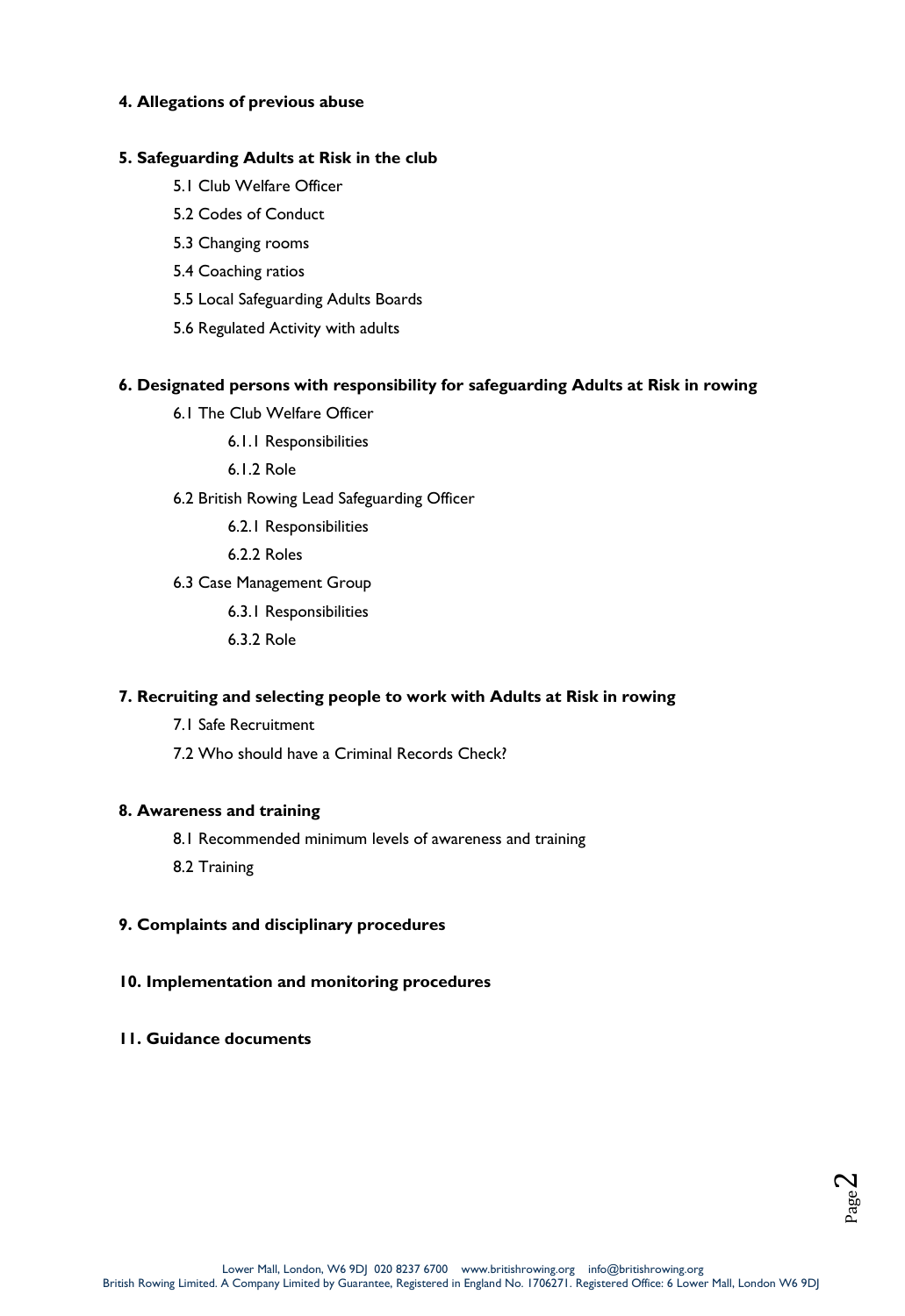**4. Allegations of previous abuse**

**5. Safeguarding Adults at Risk in the club**

- 5.1 Club Welfare Officer
- 5.2 Codes of Conduct
- 5.3 Changing rooms
- 5.4 Coaching ratios
- 5.5 Local Safeguarding Adults Boards
- 5.6 Regulated Activity with adults

**6. Designated persons with responsibility for safeguarding Adults at Risk in rowing**

- 6.1 The Club Welfare Officer
  - 6.1.1 Responsibilities
  - 6.1.2 Role
- 6.2 British Rowing Lead Safeguarding Officer
  - 6.2.1 Responsibilities
  - 6.2.2 Roles
- 6.3 Case Management Group
  - 6.3.1 Responsibilities
  - 6.3.2 Role

**7. Recruiting and selecting people to work with Adults at Risk in rowing**

- 7.1 Safe Recruitment
- 7.2 Who should have a Criminal Records Check?

**8. Awareness and training**

- 8.1 Recommended minimum levels of awareness and training
- 8.2 Training

**9. Complaints and disciplinary procedures**

**10. Implementation and monitoring procedures**

**11. Guidance documents**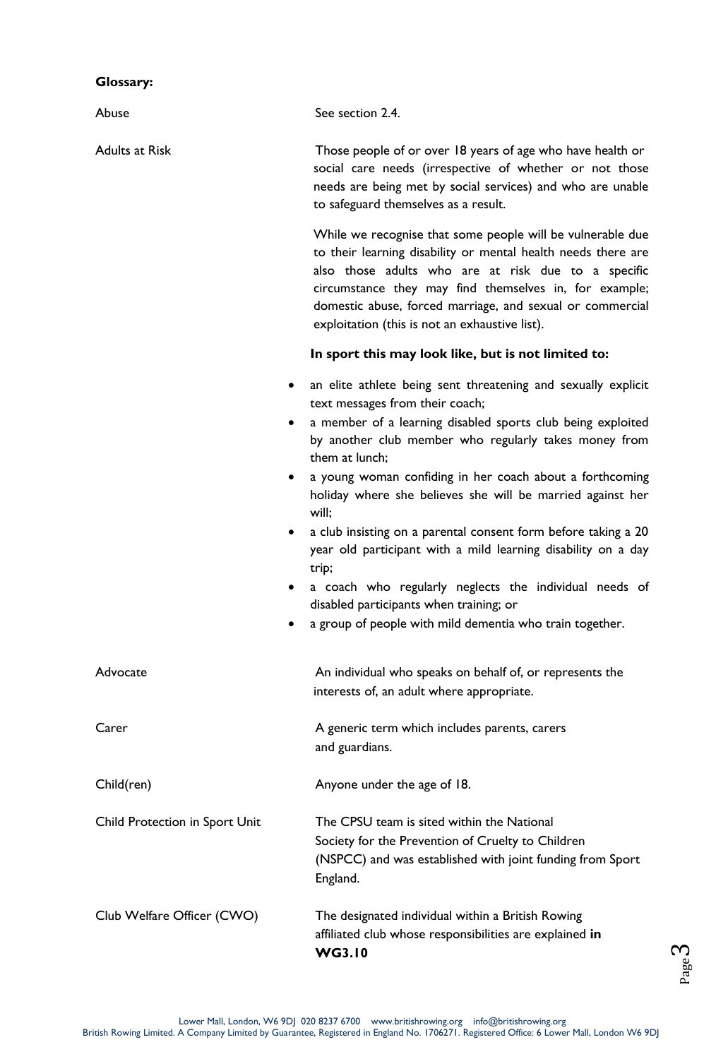**Glossary:**

| | |
|---|---|
| Abuse | See section 2.4. |
| Adults at Risk | Those people of or over 18 years of age who have health or social care needs (irrespective of whether or not those needs are being met by social services) and who are unable to safeguard themselves as a result.<br><br>While we recognise that some people will be vulnerable due to their learning disability or mental health needs there are also those adults who are at risk due to a specific circumstance they may find themselves in, for example; domestic abuse, forced marriage, and sexual or commercial exploitation (this is not an exhaustive list).<br><br>**In sport this may look like, but is not limited to:**<br><br>• an elite athlete being sent threatening and sexually explicit text messages from their coach;<br>• a member of a learning disabled sports club being exploited by another club member who regularly takes money from them at lunch;<br>• a young woman confiding in her coach about a forthcoming holiday where she believes she will be married against her will;<br>• a club insisting on a parental consent form before taking a 20 year old participant with a mild learning disability on a day trip;<br>• a coach who regularly neglects the individual needs of disabled participants when training; or<br>• a group of people with mild dementia who train together. |
| Advocate | An individual who speaks on behalf of, or represents the interests of, an adult where appropriate. |
| Carer | A generic term which includes parents, carers and guardians. |
| Child(ren) | Anyone under the age of 18. |
| Child Protection in Sport Unit | The CPSU team is sited within the National Society for the Prevention of Cruelty to Children (NSPCC) and was established with joint funding from Sport England. |
| Club Welfare Officer (CWO) | The designated individual within a British Rowing affiliated club whose responsibilities are explained **in WG3.10** |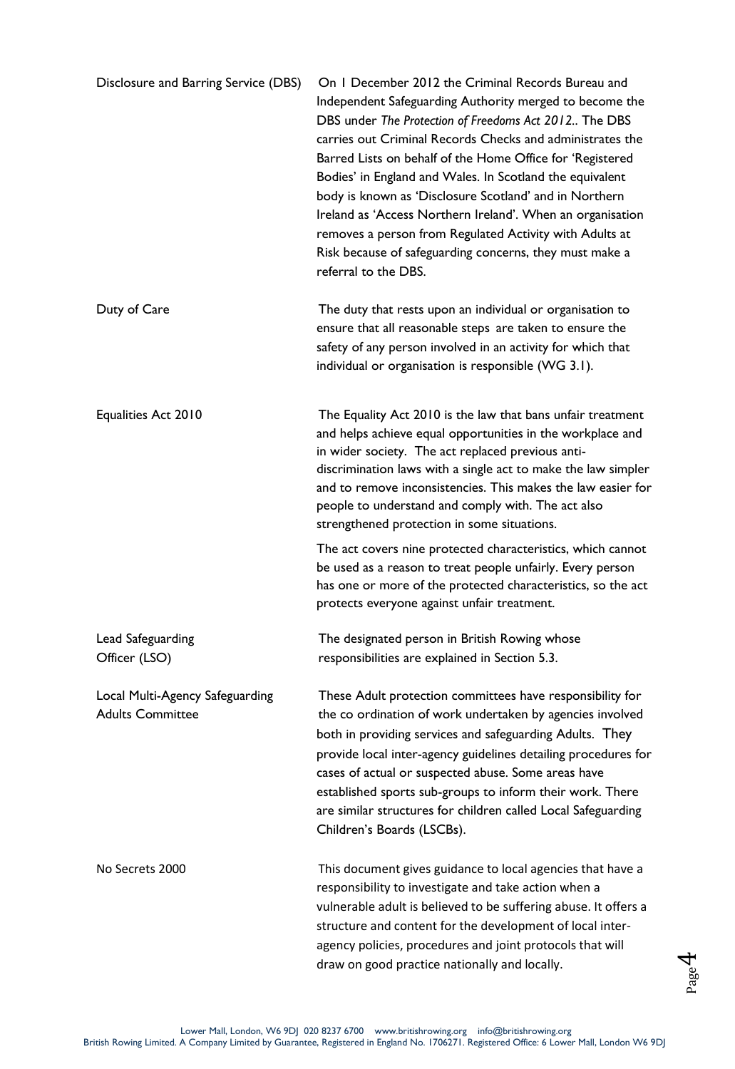| | |
|---|---|
| Disclosure and Barring Service (DBS) | On 1 December 2012 the Criminal Records Bureau and Independent Safeguarding Authority merged to become the DBS under *The Protection of Freedoms Act 2012*.. The DBS carries out Criminal Records Checks and administrates the Barred Lists on behalf of the Home Office for 'Registered Bodies' in England and Wales. In Scotland the equivalent body is known as 'Disclosure Scotland' and in Northern Ireland as 'Access Northern Ireland'. When an organisation removes a person from Regulated Activity with Adults at Risk because of safeguarding concerns, they must make a referral to the DBS. |
| Duty of Care | The duty that rests upon an individual or organisation to ensure that all reasonable steps are taken to ensure the safety of any person involved in an activity for which that individual or organisation is responsible (WG 3.1). |
| Equalities Act 2010 | The Equality Act 2010 is the law that bans unfair treatment and helps achieve equal opportunities in the workplace and in wider society. The act replaced previous anti-discrimination laws with a single act to make the law simpler and to remove inconsistencies. This makes the law easier for people to understand and comply with. The act also strengthened protection in some situations.<br><br>The act covers nine protected characteristics, which cannot be used as a reason to treat people unfairly. Every person has one or more of the protected characteristics, so the act protects everyone against unfair treatment. |
| Lead Safeguarding Officer (LSO) | The designated person in British Rowing whose responsibilities are explained in Section 5.3. |
| Local Multi-Agency Safeguarding Adults Committee | These Adult protection committees have responsibility for the co ordination of work undertaken by agencies involved both in providing services and safeguarding Adults. They provide local inter-agency guidelines detailing procedures for cases of actual or suspected abuse. Some areas have established sports sub-groups to inform their work. There are similar structures for children called Local Safeguarding Children's Boards (LSCBs). |
| No Secrets 2000 | This document gives guidance to local agencies that have a responsibility to investigate and take action when a vulnerable adult is believed to be suffering abuse. It offers a structure and content for the development of local inter-agency policies, procedures and joint protocols that will draw on good practice nationally and locally. |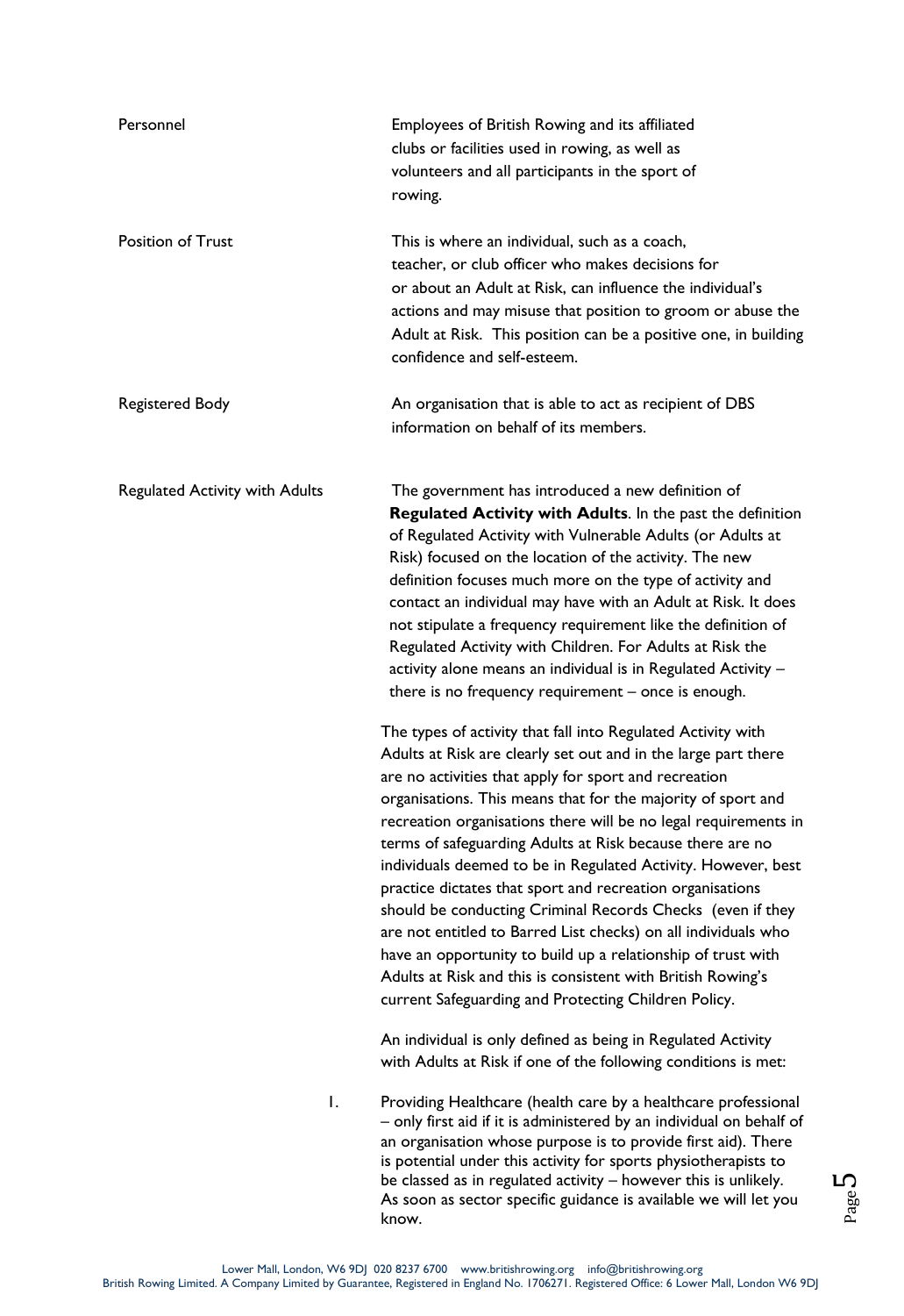**Personnel**

Employees of British Rowing and its affiliated clubs or facilities used in rowing, as well as volunteers and all participants in the sport of rowing.

**Position of Trust**

This is where an individual, such as a coach, teacher, or club officer who makes decisions for or about an Adult at Risk, can influence the individual's actions and may misuse that position to groom or abuse the Adult at Risk. This position can be a positive one, in building confidence and self-esteem.

**Registered Body**

An organisation that is able to act as recipient of DBS information on behalf of its members.

**Regulated Activity with Adults**

The government has introduced a new definition of **Regulated Activity with Adults**. In the past the definition of Regulated Activity with Vulnerable Adults (or Adults at Risk) focused on the location of the activity. The new definition focuses much more on the type of activity and contact an individual may have with an Adult at Risk. It does not stipulate a frequency requirement like the definition of Regulated Activity with Children. For Adults at Risk the activity alone means an individual is in Regulated Activity – there is no frequency requirement – once is enough.

The types of activity that fall into Regulated Activity with Adults at Risk are clearly set out and in the large part there are no activities that apply for sport and recreation organisations. This means that for the majority of sport and recreation organisations there will be no legal requirements in terms of safeguarding Adults at Risk because there are no individuals deemed to be in Regulated Activity. However, best practice dictates that sport and recreation organisations should be conducting Criminal Records Checks (even if they are not entitled to Barred List checks) on all individuals who have an opportunity to build up a relationship of trust with Adults at Risk and this is consistent with British Rowing's current Safeguarding and Protecting Children Policy.

An individual is only defined as being in Regulated Activity with Adults at Risk if one of the following conditions is met:

1. Providing Healthcare (health care by a healthcare professional – only first aid if it is administered by an individual on behalf of an organisation whose purpose is to provide first aid). There is potential under this activity for sports physiotherapists to be classed as in regulated activity – however this is unlikely. As soon as sector specific guidance is available we will let you know.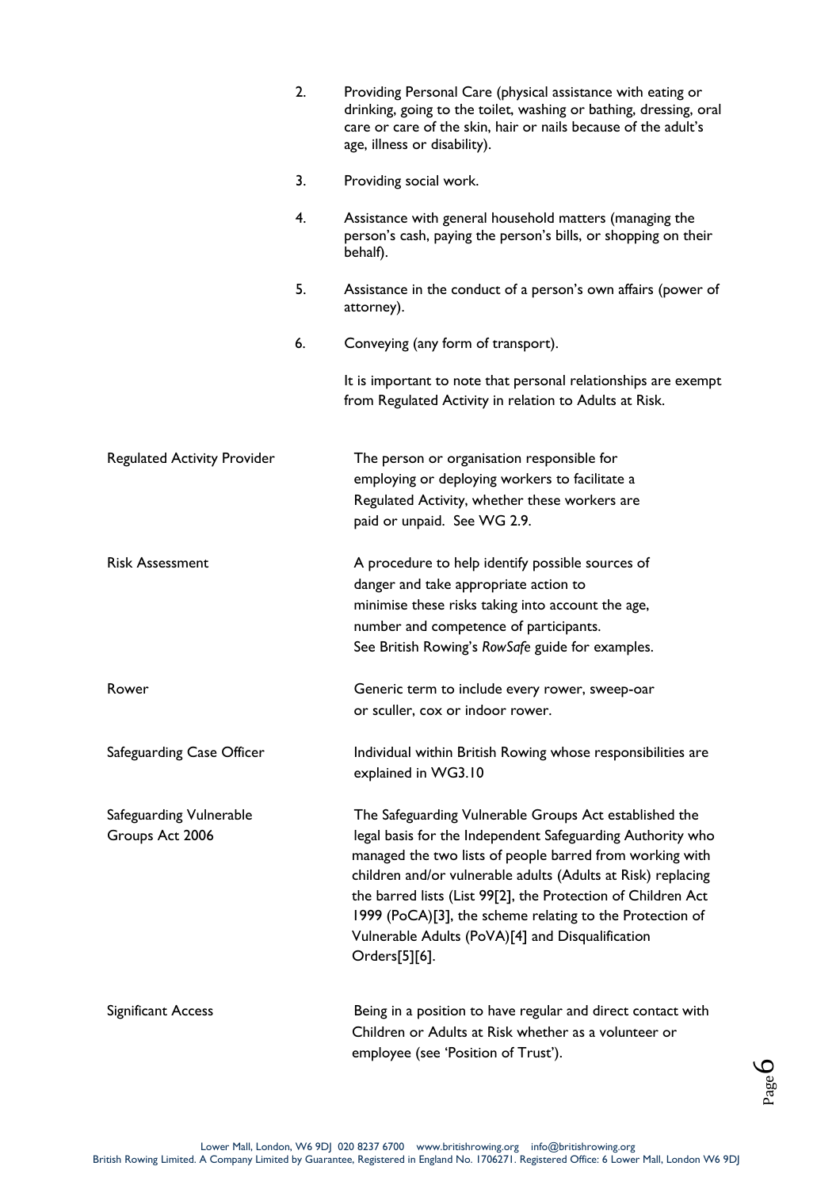2. Providing Personal Care (physical assistance with eating or drinking, going to the toilet, washing or bathing, dressing, oral care or care of the skin, hair or nails because of the adult's age, illness or disability).

3. Providing social work.

4. Assistance with general household matters (managing the person's cash, paying the person's bills, or shopping on their behalf).

5. Assistance in the conduct of a person's own affairs (power of attorney).

6. Conveying (any form of transport).

It is important to note that personal relationships are exempt from Regulated Activity in relation to Adults at Risk.

| | |
|---|---|
| Regulated Activity Provider | The person or organisation responsible for employing or deploying workers to facilitate a Regulated Activity, whether these workers are paid or unpaid. See WG 2.9. |
| Risk Assessment | A procedure to help identify possible sources of danger and take appropriate action to minimise these risks taking into account the age, number and competence of participants. See British Rowing's *RowSafe* guide for examples. |
| Rower | Generic term to include every rower, sweep-oar or sculler, cox or indoor rower. |
| Safeguarding Case Officer | Individual within British Rowing whose responsibilities are explained in WG3.10 |
| Safeguarding Vulnerable Groups Act 2006 | The Safeguarding Vulnerable Groups Act established the legal basis for the Independent Safeguarding Authority who managed the two lists of people barred from working with children and/or vulnerable adults (Adults at Risk) replacing the barred lists (List 99[2], the Protection of Children Act 1999 (PoCA)[3], the scheme relating to the Protection of Vulnerable Adults (PoVA)[4] and Disqualification Orders[5][6]. |
| Significant Access | Being in a position to have regular and direct contact with Children or Adults at Risk whether as a volunteer or employee (see 'Position of Trust'). |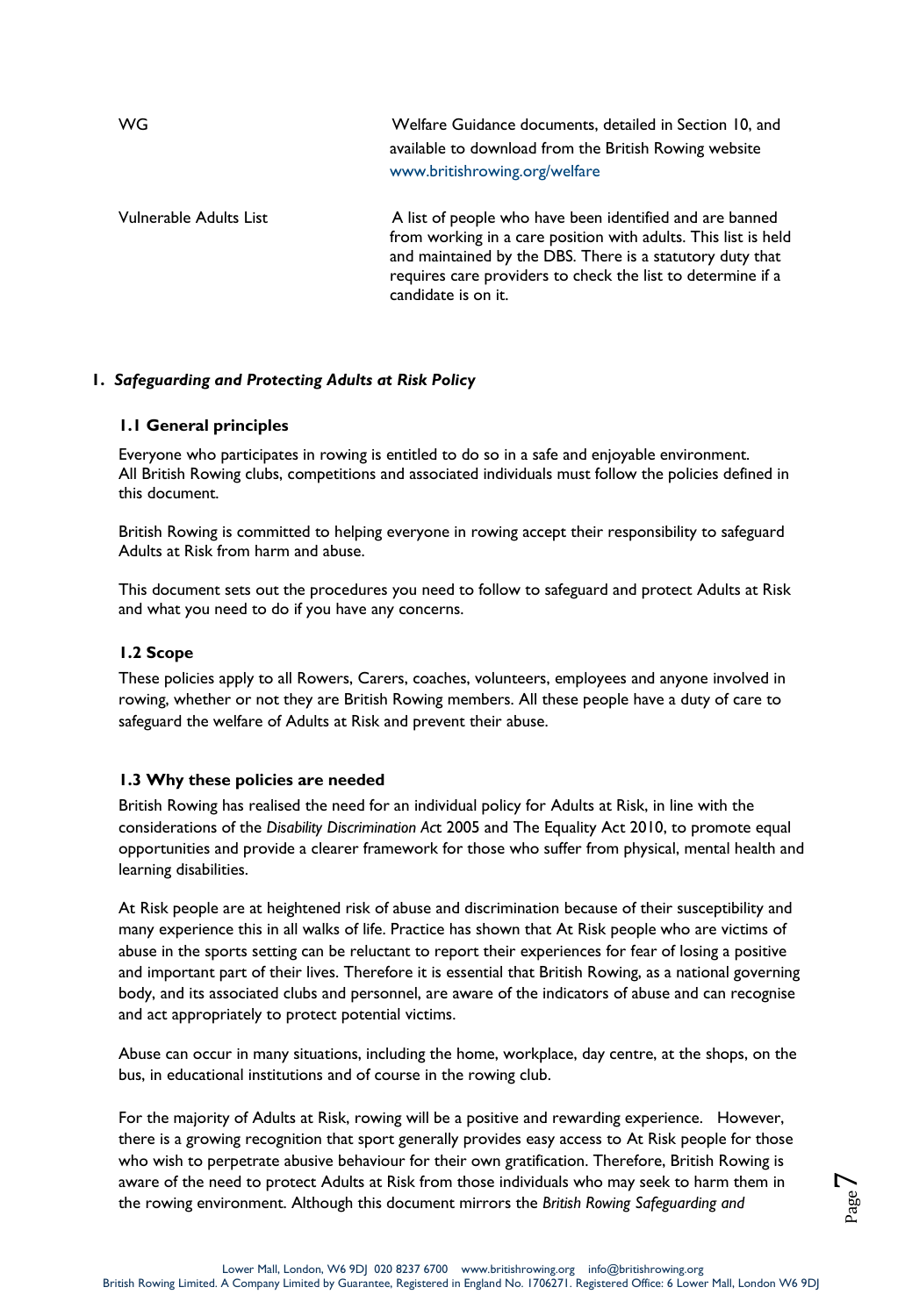| | |
|---|---|
| WG | Welfare Guidance documents, detailed in Section 10, and available to download from the British Rowing website www.britishrowing.org/welfare |
| Vulnerable Adults List | A list of people who have been identified and are banned from working in a care position with adults. This list is held and maintained by the DBS. There is a statutory duty that requires care providers to check the list to determine if a candidate is on it. |

## 1. *Safeguarding and Protecting Adults at Risk Policy*

### 1.1 General principles

Everyone who participates in rowing is entitled to do so in a safe and enjoyable environment. All British Rowing clubs, competitions and associated individuals must follow the policies defined in this document.

British Rowing is committed to helping everyone in rowing accept their responsibility to safeguard Adults at Risk from harm and abuse.

This document sets out the procedures you need to follow to safeguard and protect Adults at Risk and what you need to do if you have any concerns.

### 1.2 Scope

These policies apply to all Rowers, Carers, coaches, volunteers, employees and anyone involved in rowing, whether or not they are British Rowing members. All these people have a duty of care to safeguard the welfare of Adults at Risk and prevent their abuse.

### 1.3 Why these policies are needed

British Rowing has realised the need for an individual policy for Adults at Risk, in line with the considerations of the *Disability Discrimination Act* 2005 and The Equality Act 2010, to promote equal opportunities and provide a clearer framework for those who suffer from physical, mental health and learning disabilities.

At Risk people are at heightened risk of abuse and discrimination because of their susceptibility and many experience this in all walks of life. Practice has shown that At Risk people who are victims of abuse in the sports setting can be reluctant to report their experiences for fear of losing a positive and important part of their lives. Therefore it is essential that British Rowing, as a national governing body, and its associated clubs and personnel, are aware of the indicators of abuse and can recognise and act appropriately to protect potential victims.

Abuse can occur in many situations, including the home, workplace, day centre, at the shops, on the bus, in educational institutions and of course in the rowing club.

For the majority of Adults at Risk, rowing will be a positive and rewarding experience. However, there is a growing recognition that sport generally provides easy access to At Risk people for those who wish to perpetrate abusive behaviour for their own gratification. Therefore, British Rowing is aware of the need to protect Adults at Risk from those individuals who may seek to harm them in the rowing environment. Although this document mirrors the *British Rowing Safeguarding and*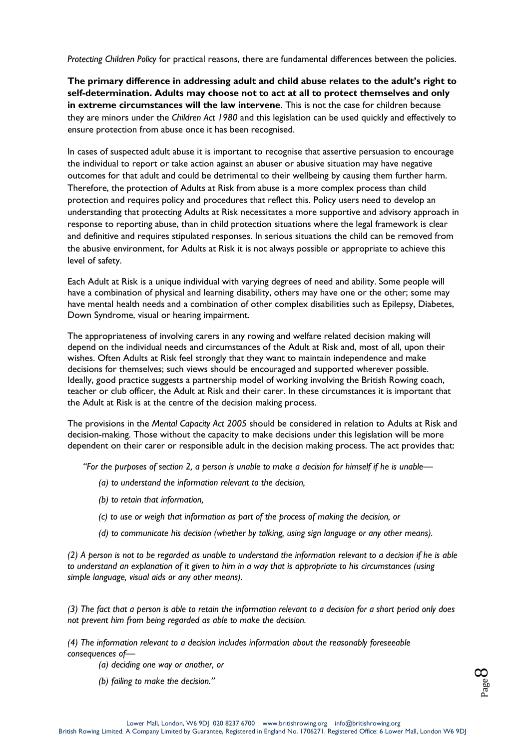*Protecting Children Policy* for practical reasons, there are fundamental differences between the policies.

**The primary difference in addressing adult and child abuse relates to the adult's right to self-determination. Adults may choose not to act at all to protect themselves and only in extreme circumstances will the law intervene**. This is not the case for children because they are minors under the *Children Act 1980* and this legislation can be used quickly and effectively to ensure protection from abuse once it has been recognised.

In cases of suspected adult abuse it is important to recognise that assertive persuasion to encourage the individual to report or take action against an abuser or abusive situation may have negative outcomes for that adult and could be detrimental to their wellbeing by causing them further harm. Therefore, the protection of Adults at Risk from abuse is a more complex process than child protection and requires policy and procedures that reflect this. Policy users need to develop an understanding that protecting Adults at Risk necessitates a more supportive and advisory approach in response to reporting abuse, than in child protection situations where the legal framework is clear and definitive and requires stipulated responses. In serious situations the child can be removed from the abusive environment, for Adults at Risk it is not always possible or appropriate to achieve this level of safety.

Each Adult at Risk is a unique individual with varying degrees of need and ability. Some people will have a combination of physical and learning disability, others may have one or the other; some may have mental health needs and a combination of other complex disabilities such as Epilepsy, Diabetes, Down Syndrome, visual or hearing impairment.

The appropriateness of involving carers in any rowing and welfare related decision making will depend on the individual needs and circumstances of the Adult at Risk and, most of all, upon their wishes. Often Adults at Risk feel strongly that they want to maintain independence and make decisions for themselves; such views should be encouraged and supported wherever possible. Ideally, good practice suggests a partnership model of working involving the British Rowing coach, teacher or club officer, the Adult at Risk and their carer. In these circumstances it is important that the Adult at Risk is at the centre of the decision making process.

The provisions in the *Mental Capacity Act 2005* should be considered in relation to Adults at Risk and decision-making. Those without the capacity to make decisions under this legislation will be more dependent on their carer or responsible adult in the decision making process. The act provides that:

*"For the purposes of section 2, a person is unable to make a decision for himself if he is unable—*

*(a) to understand the information relevant to the decision,*

*(b) to retain that information,*

*(c) to use or weigh that information as part of the process of making the decision, or*

*(d) to communicate his decision (whether by talking, using sign language or any other means).*

*(2) A person is not to be regarded as unable to understand the information relevant to a decision if he is able to understand an explanation of it given to him in a way that is appropriate to his circumstances (using simple language, visual aids or any other means).*

*(3) The fact that a person is able to retain the information relevant to a decision for a short period only does not prevent him from being regarded as able to make the decision.*

*(4) The information relevant to a decision includes information about the reasonably foreseeable consequences of—*

*(a) deciding one way or another, or*

*(b) failing to make the decision."*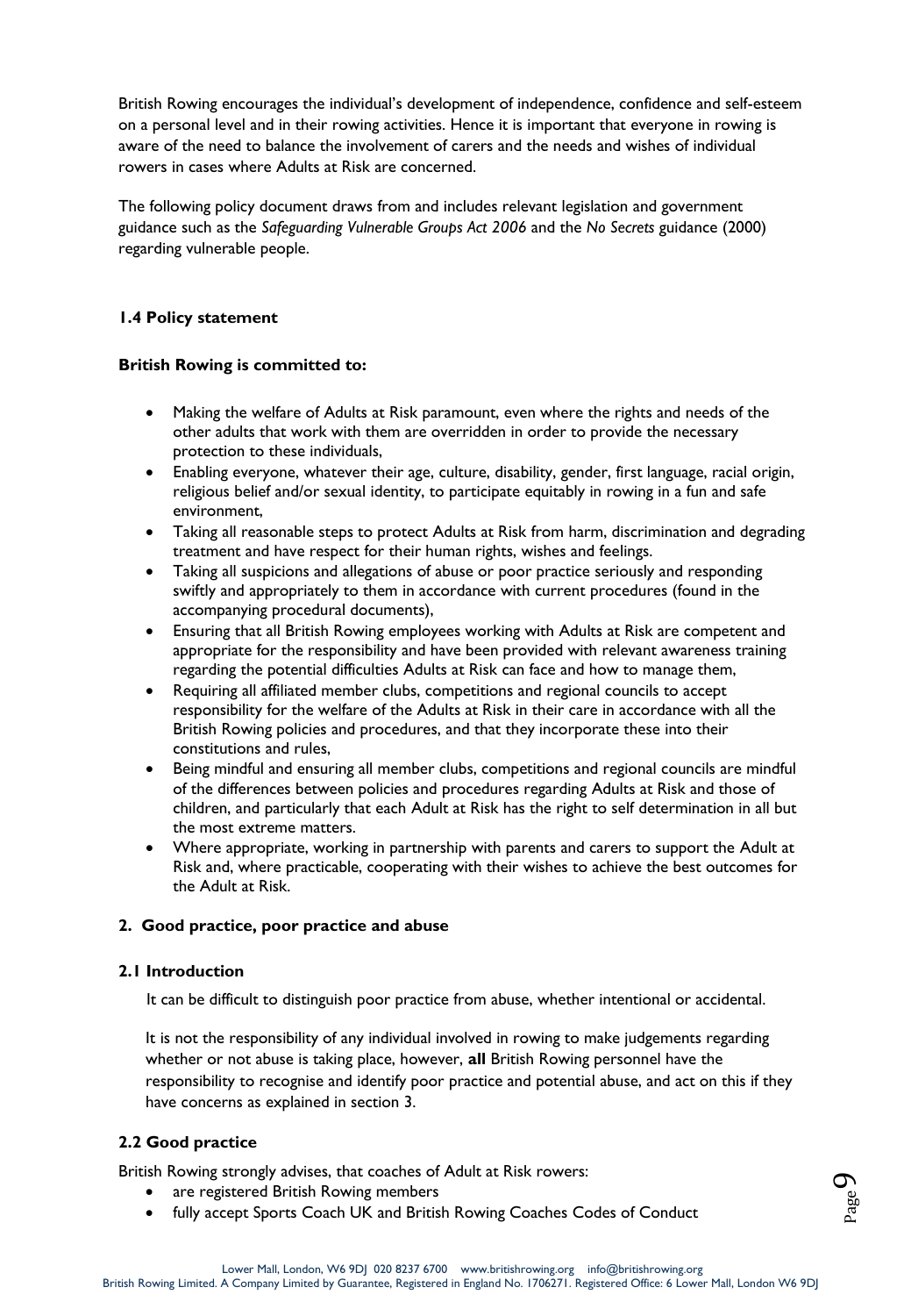British Rowing encourages the individual's development of independence, confidence and self-esteem on a personal level and in their rowing activities. Hence it is important that everyone in rowing is aware of the need to balance the involvement of carers and the needs and wishes of individual rowers in cases where Adults at Risk are concerned.

The following policy document draws from and includes relevant legislation and government guidance such as the *Safeguarding Vulnerable Groups Act 2006* and the *No Secrets* guidance (2000) regarding vulnerable people.

### 1.4 Policy statement

**British Rowing is committed to:**

- Making the welfare of Adults at Risk paramount, even where the rights and needs of the other adults that work with them are overridden in order to provide the necessary protection to these individuals,
- Enabling everyone, whatever their age, culture, disability, gender, first language, racial origin, religious belief and/or sexual identity, to participate equitably in rowing in a fun and safe environment,
- Taking all reasonable steps to protect Adults at Risk from harm, discrimination and degrading treatment and have respect for their human rights, wishes and feelings.
- Taking all suspicions and allegations of abuse or poor practice seriously and responding swiftly and appropriately to them in accordance with current procedures (found in the accompanying procedural documents),
- Ensuring that all British Rowing employees working with Adults at Risk are competent and appropriate for the responsibility and have been provided with relevant awareness training regarding the potential difficulties Adults at Risk can face and how to manage them,
- Requiring all affiliated member clubs, competitions and regional councils to accept responsibility for the welfare of the Adults at Risk in their care in accordance with all the British Rowing policies and procedures, and that they incorporate these into their constitutions and rules,
- Being mindful and ensuring all member clubs, competitions and regional councils are mindful of the differences between policies and procedures regarding Adults at Risk and those of children, and particularly that each Adult at Risk has the right to self determination in all but the most extreme matters.
- Where appropriate, working in partnership with parents and carers to support the Adult at Risk and, where practicable, cooperating with their wishes to achieve the best outcomes for the Adult at Risk.

## 2. Good practice, poor practice and abuse

### 2.1 Introduction

It can be difficult to distinguish poor practice from abuse, whether intentional or accidental.

It is not the responsibility of any individual involved in rowing to make judgements regarding whether or not abuse is taking place, however, **all** British Rowing personnel have the responsibility to recognise and identify poor practice and potential abuse, and act on this if they have concerns as explained in section 3.

### 2.2 Good practice

British Rowing strongly advises, that coaches of Adult at Risk rowers:

- are registered British Rowing members
- fully accept Sports Coach UK and British Rowing Coaches Codes of Conduct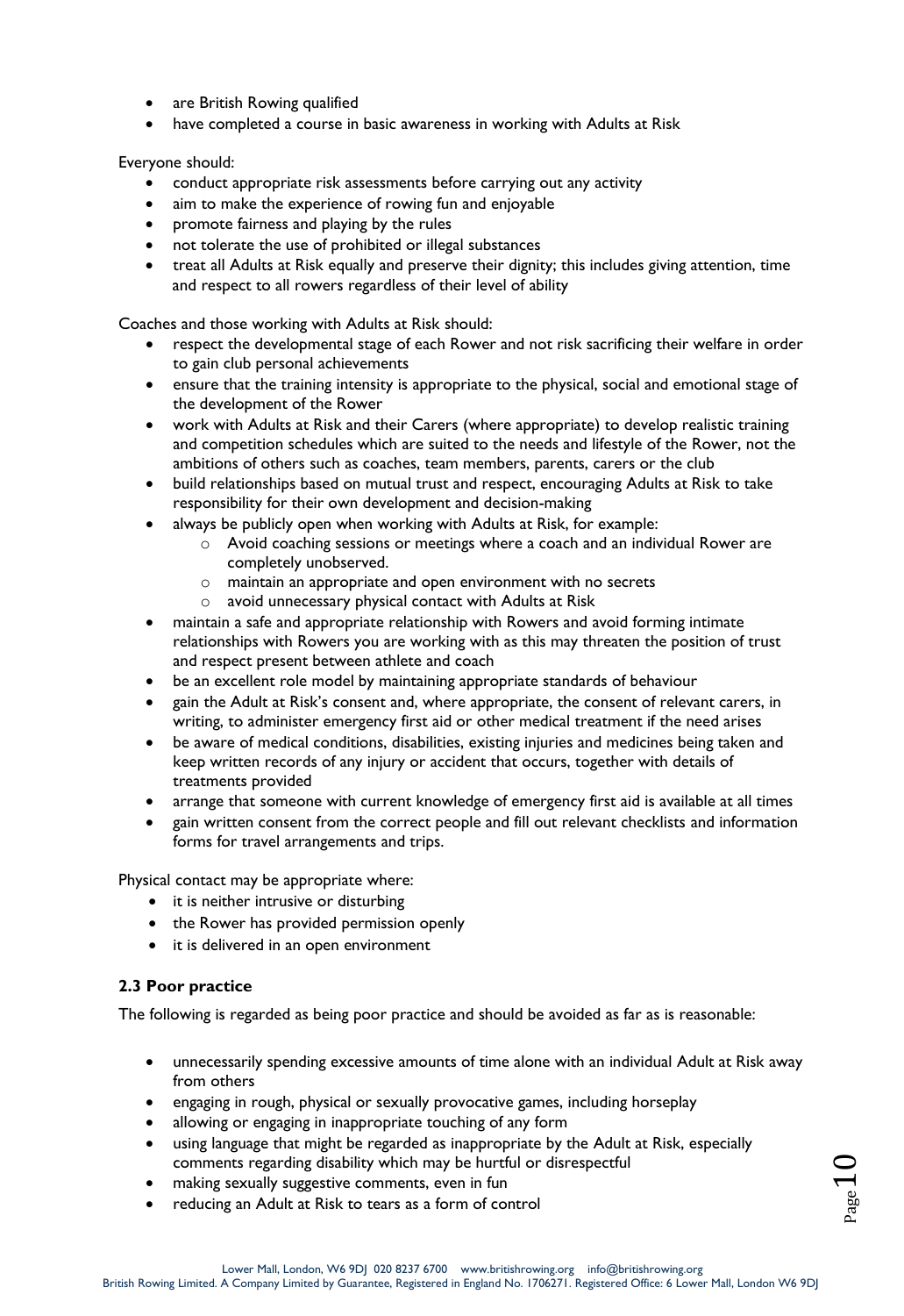- are British Rowing qualified
- have completed a course in basic awareness in working with Adults at Risk

Everyone should:

- conduct appropriate risk assessments before carrying out any activity
- aim to make the experience of rowing fun and enjoyable
- promote fairness and playing by the rules
- not tolerate the use of prohibited or illegal substances
- treat all Adults at Risk equally and preserve their dignity; this includes giving attention, time and respect to all rowers regardless of their level of ability

Coaches and those working with Adults at Risk should:

- respect the developmental stage of each Rower and not risk sacrificing their welfare in order to gain club personal achievements
- ensure that the training intensity is appropriate to the physical, social and emotional stage of the development of the Rower
- work with Adults at Risk and their Carers (where appropriate) to develop realistic training and competition schedules which are suited to the needs and lifestyle of the Rower, not the ambitions of others such as coaches, team members, parents, carers or the club
- build relationships based on mutual trust and respect, encouraging Adults at Risk to take responsibility for their own development and decision-making
- always be publicly open when working with Adults at Risk, for example:
    - Avoid coaching sessions or meetings where a coach and an individual Rower are completely unobserved.
    - maintain an appropriate and open environment with no secrets
    - avoid unnecessary physical contact with Adults at Risk
- maintain a safe and appropriate relationship with Rowers and avoid forming intimate relationships with Rowers you are working with as this may threaten the position of trust and respect present between athlete and coach
- be an excellent role model by maintaining appropriate standards of behaviour
- gain the Adult at Risk's consent and, where appropriate, the consent of relevant carers, in writing, to administer emergency first aid or other medical treatment if the need arises
- be aware of medical conditions, disabilities, existing injuries and medicines being taken and keep written records of any injury or accident that occurs, together with details of treatments provided
- arrange that someone with current knowledge of emergency first aid is available at all times
- gain written consent from the correct people and fill out relevant checklists and information forms for travel arrangements and trips.

Physical contact may be appropriate where:

- it is neither intrusive or disturbing
- the Rower has provided permission openly
- it is delivered in an open environment

### 2.3 Poor practice

The following is regarded as being poor practice and should be avoided as far as is reasonable:

- unnecessarily spending excessive amounts of time alone with an individual Adult at Risk away from others
- engaging in rough, physical or sexually provocative games, including horseplay
- allowing or engaging in inappropriate touching of any form
- using language that might be regarded as inappropriate by the Adult at Risk, especially comments regarding disability which may be hurtful or disrespectful
- making sexually suggestive comments, even in fun
- reducing an Adult at Risk to tears as a form of control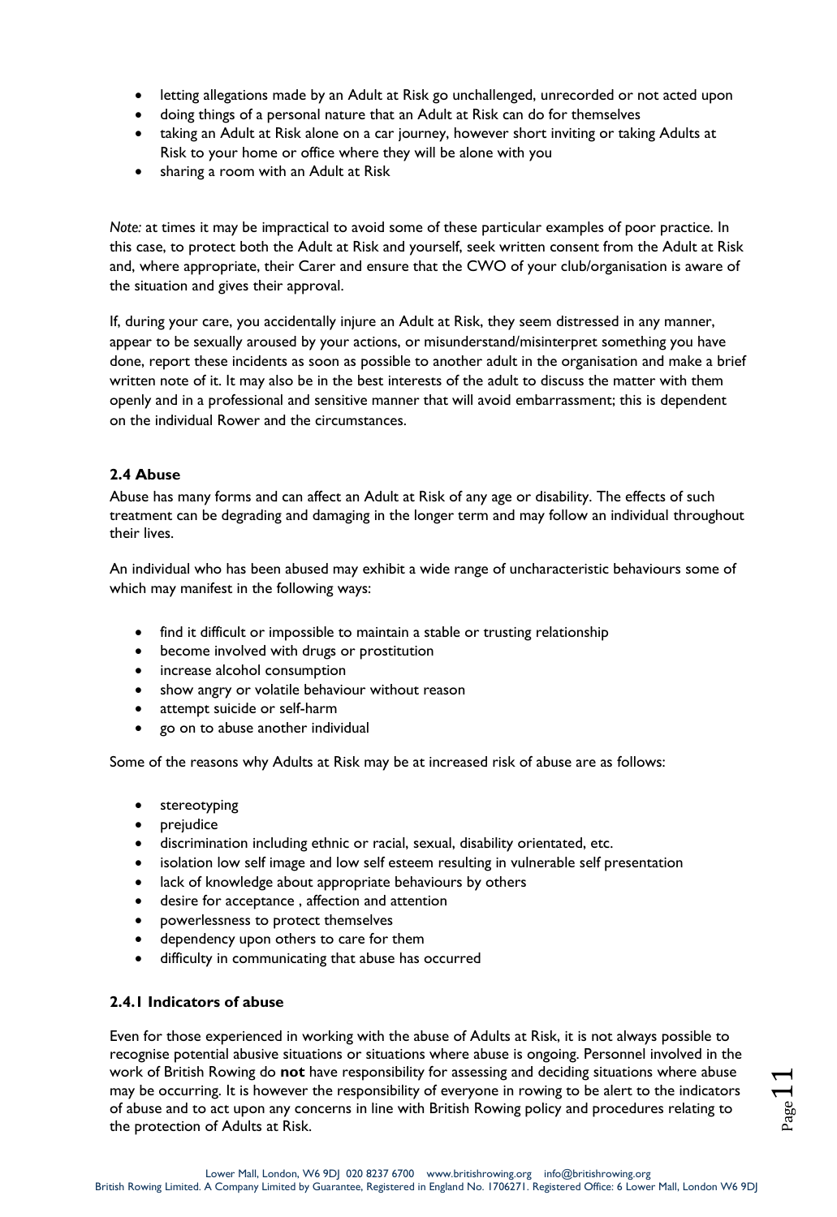- letting allegations made by an Adult at Risk go unchallenged, unrecorded or not acted upon
- doing things of a personal nature that an Adult at Risk can do for themselves
- taking an Adult at Risk alone on a car journey, however short inviting or taking Adults at Risk to your home or office where they will be alone with you
- sharing a room with an Adult at Risk

*Note:* at times it may be impractical to avoid some of these particular examples of poor practice. In this case, to protect both the Adult at Risk and yourself, seek written consent from the Adult at Risk and, where appropriate, their Carer and ensure that the CWO of your club/organisation is aware of the situation and gives their approval.

If, during your care, you accidentally injure an Adult at Risk, they seem distressed in any manner, appear to be sexually aroused by your actions, or misunderstand/misinterpret something you have done, report these incidents as soon as possible to another adult in the organisation and make a brief written note of it. It may also be in the best interests of the adult to discuss the matter with them openly and in a professional and sensitive manner that will avoid embarrassment; this is dependent on the individual Rower and the circumstances.

### 2.4 Abuse

Abuse has many forms and can affect an Adult at Risk of any age or disability. The effects of such treatment can be degrading and damaging in the longer term and may follow an individual throughout their lives.

An individual who has been abused may exhibit a wide range of uncharacteristic behaviours some of which may manifest in the following ways:

- find it difficult or impossible to maintain a stable or trusting relationship
- become involved with drugs or prostitution
- increase alcohol consumption
- show angry or volatile behaviour without reason
- attempt suicide or self-harm
- go on to abuse another individual

Some of the reasons why Adults at Risk may be at increased risk of abuse are as follows:

- stereotyping
- prejudice
- discrimination including ethnic or racial, sexual, disability orientated, etc.
- isolation low self image and low self esteem resulting in vulnerable self presentation
- lack of knowledge about appropriate behaviours by others
- desire for acceptance , affection and attention
- powerlessness to protect themselves
- dependency upon others to care for them
- difficulty in communicating that abuse has occurred

#### 2.4.1 Indicators of abuse

Even for those experienced in working with the abuse of Adults at Risk, it is not always possible to recognise potential abusive situations or situations where abuse is ongoing. Personnel involved in the work of British Rowing do **not** have responsibility for assessing and deciding situations where abuse may be occurring. It is however the responsibility of everyone in rowing to be alert to the indicators of abuse and to act upon any concerns in line with British Rowing policy and procedures relating to the protection of Adults at Risk.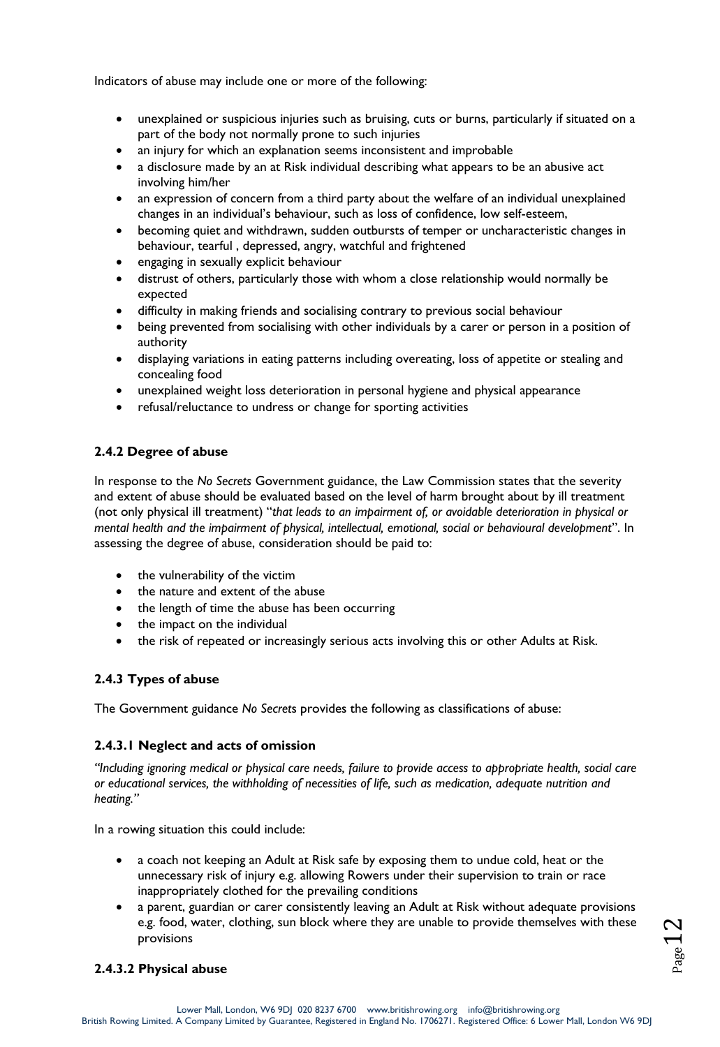Indicators of abuse may include one or more of the following:

- unexplained or suspicious injuries such as bruising, cuts or burns, particularly if situated on a part of the body not normally prone to such injuries
- an injury for which an explanation seems inconsistent and improbable
- a disclosure made by an at Risk individual describing what appears to be an abusive act involving him/her
- an expression of concern from a third party about the welfare of an individual unexplained changes in an individual's behaviour, such as loss of confidence, low self-esteem,
- becoming quiet and withdrawn, sudden outbursts of temper or uncharacteristic changes in behaviour, tearful , depressed, angry, watchful and frightened
- engaging in sexually explicit behaviour
- distrust of others, particularly those with whom a close relationship would normally be expected
- difficulty in making friends and socialising contrary to previous social behaviour
- being prevented from socialising with other individuals by a carer or person in a position of authority
- displaying variations in eating patterns including overeating, loss of appetite or stealing and concealing food
- unexplained weight loss deterioration in personal hygiene and physical appearance
- refusal/reluctance to undress or change for sporting activities

### 2.4.2 Degree of abuse

In response to the *No Secrets* Government guidance, the Law Commission states that the severity and extent of abuse should be evaluated based on the level of harm brought about by ill treatment (not only physical ill treatment) "*that leads to an impairment of, or avoidable deterioration in physical or mental health and the impairment of physical, intellectual, emotional, social or behavioural development*". In assessing the degree of abuse, consideration should be paid to:

- the vulnerability of the victim
- the nature and extent of the abuse
- the length of time the abuse has been occurring
- the impact on the individual
- the risk of repeated or increasingly serious acts involving this or other Adults at Risk.

### 2.4.3 Types of abuse

The Government guidance *No Secrets* provides the following as classifications of abuse:

#### 2.4.3.1 Neglect and acts of omission

*"Including ignoring medical or physical care needs, failure to provide access to appropriate health, social care or educational services, the withholding of necessities of life, such as medication, adequate nutrition and heating."*

In a rowing situation this could include:

- a coach not keeping an Adult at Risk safe by exposing them to undue cold, heat or the unnecessary risk of injury e.g. allowing Rowers under their supervision to train or race inappropriately clothed for the prevailing conditions
- a parent, guardian or carer consistently leaving an Adult at Risk without adequate provisions e.g. food, water, clothing, sun block where they are unable to provide themselves with these provisions

#### 2.4.3.2 Physical abuse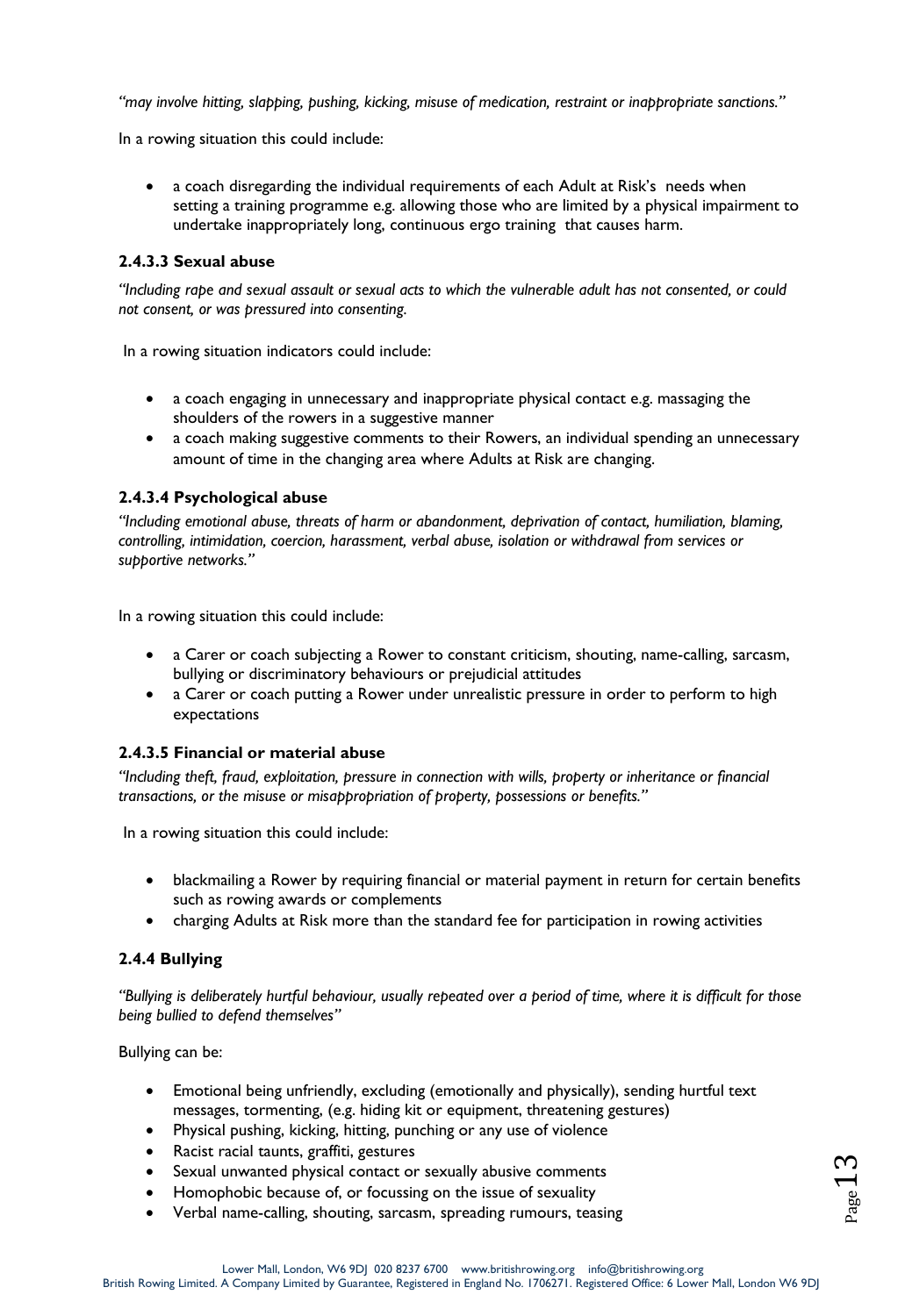*"may involve hitting, slapping, pushing, kicking, misuse of medication, restraint or inappropriate sanctions."*

In a rowing situation this could include:

- a coach disregarding the individual requirements of each Adult at Risk's needs when setting a training programme e.g. allowing those who are limited by a physical impairment to undertake inappropriately long, continuous ergo training that causes harm.

#### 2.4.3.3 Sexual abuse

*"Including rape and sexual assault or sexual acts to which the vulnerable adult has not consented, or could not consent, or was pressured into consenting.*

In a rowing situation indicators could include:

- a coach engaging in unnecessary and inappropriate physical contact e.g. massaging the shoulders of the rowers in a suggestive manner
- a coach making suggestive comments to their Rowers, an individual spending an unnecessary amount of time in the changing area where Adults at Risk are changing.

#### 2.4.3.4 Psychological abuse

*"Including emotional abuse, threats of harm or abandonment, deprivation of contact, humiliation, blaming, controlling, intimidation, coercion, harassment, verbal abuse, isolation or withdrawal from services or supportive networks."*

In a rowing situation this could include:

- a Carer or coach subjecting a Rower to constant criticism, shouting, name-calling, sarcasm, bullying or discriminatory behaviours or prejudicial attitudes
- a Carer or coach putting a Rower under unrealistic pressure in order to perform to high expectations

#### 2.4.3.5 Financial or material abuse

*"Including theft, fraud, exploitation, pressure in connection with wills, property or inheritance or financial transactions, or the misuse or misappropriation of property, possessions or benefits."*

In a rowing situation this could include:

- blackmailing a Rower by requiring financial or material payment in return for certain benefits such as rowing awards or complements
- charging Adults at Risk more than the standard fee for participation in rowing activities

### 2.4.4 Bullying

*"Bullying is deliberately hurtful behaviour, usually repeated over a period of time, where it is difficult for those being bullied to defend themselves"*

Bullying can be:

- Emotional being unfriendly, excluding (emotionally and physically), sending hurtful text messages, tormenting, (e.g. hiding kit or equipment, threatening gestures)
- Physical pushing, kicking, hitting, punching or any use of violence
- Racist racial taunts, graffiti, gestures
- Sexual unwanted physical contact or sexually abusive comments
- Homophobic because of, or focussing on the issue of sexuality
- Verbal name-calling, shouting, sarcasm, spreading rumours, teasing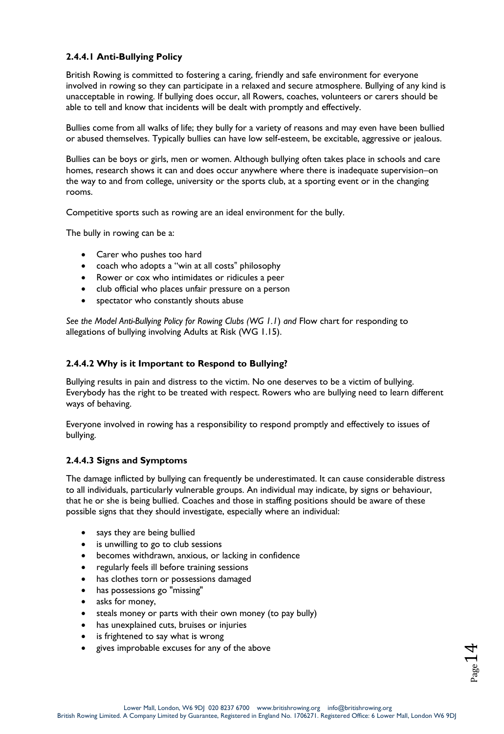### 2.4.4.1 Anti-Bullying Policy

British Rowing is committed to fostering a caring, friendly and safe environment for everyone involved in rowing so they can participate in a relaxed and secure atmosphere. Bullying of any kind is unacceptable in rowing. If bullying does occur, all Rowers, coaches, volunteers or carers should be able to tell and know that incidents will be dealt with promptly and effectively.

Bullies come from all walks of life; they bully for a variety of reasons and may even have been bullied or abused themselves. Typically bullies can have low self-esteem, be excitable, aggressive or jealous.

Bullies can be boys or girls, men or women. Although bullying often takes place in schools and care homes, research shows it can and does occur anywhere where there is inadequate supervision–on the way to and from college, university or the sports club, at a sporting event or in the changing rooms.

Competitive sports such as rowing are an ideal environment for the bully.

The bully in rowing can be a:

- Carer who pushes too hard
- coach who adopts a "win at all costs" philosophy
- Rower or cox who intimidates or ridicules a peer
- club official who places unfair pressure on a person
- spectator who constantly shouts abuse

*See the Model Anti-Bullying Policy for Rowing Clubs (WG 1.1) and* Flow chart for responding to allegations of bullying involving Adults at Risk (WG 1.15).

### 2.4.4.2 Why is it Important to Respond to Bullying?

Bullying results in pain and distress to the victim. No one deserves to be a victim of bullying. Everybody has the right to be treated with respect. Rowers who are bullying need to learn different ways of behaving.

Everyone involved in rowing has a responsibility to respond promptly and effectively to issues of bullying.

### 2.4.4.3 Signs and Symptoms

The damage inflicted by bullying can frequently be underestimated. It can cause considerable distress to all individuals, particularly vulnerable groups. An individual may indicate, by signs or behaviour, that he or she is being bullied. Coaches and those in staffing positions should be aware of these possible signs that they should investigate, especially where an individual:

- says they are being bullied
- is unwilling to go to club sessions
- becomes withdrawn, anxious, or lacking in confidence
- regularly feels ill before training sessions
- has clothes torn or possessions damaged
- has possessions go "missing"
- asks for money,
- steals money or parts with their own money (to pay bully)
- has unexplained cuts, bruises or injuries
- is frightened to say what is wrong
- gives improbable excuses for any of the above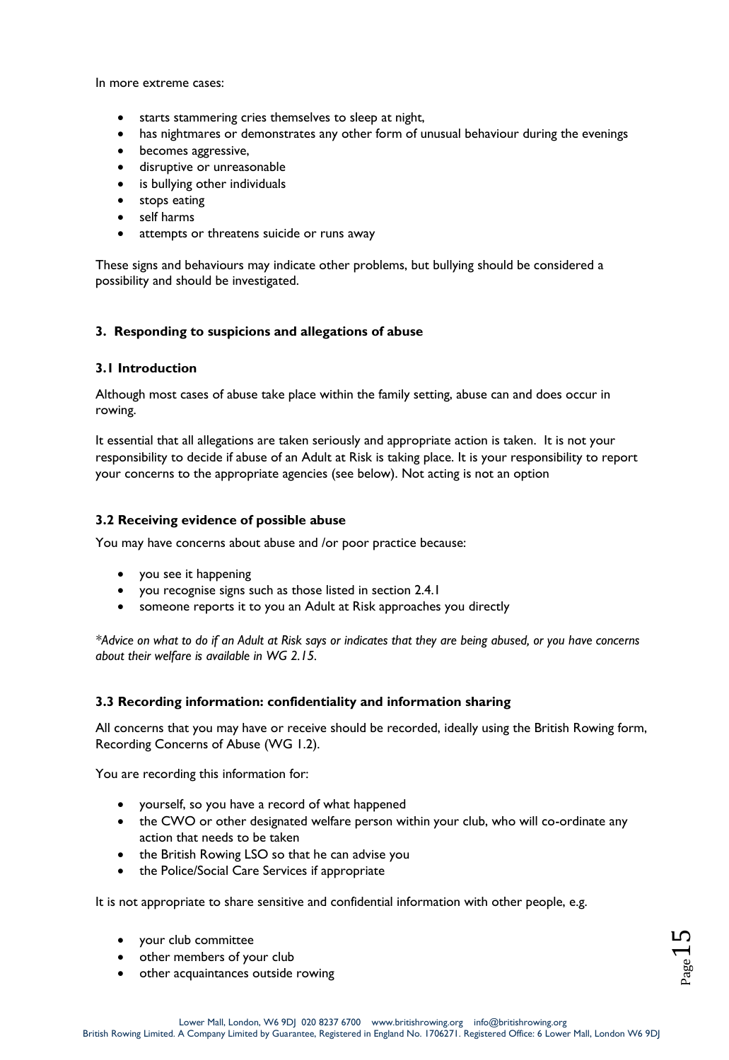In more extreme cases:

- starts stammering cries themselves to sleep at night,
- has nightmares or demonstrates any other form of unusual behaviour during the evenings
- becomes aggressive,
- disruptive or unreasonable
- is bullying other individuals
- stops eating
- self harms
- attempts or threatens suicide or runs away

These signs and behaviours may indicate other problems, but bullying should be considered a possibility and should be investigated.

## 3. Responding to suspicions and allegations of abuse

### 3.1 Introduction

Although most cases of abuse take place within the family setting, abuse can and does occur in rowing.

It essential that all allegations are taken seriously and appropriate action is taken. It is not your responsibility to decide if abuse of an Adult at Risk is taking place. It is your responsibility to report your concerns to the appropriate agencies (see below). Not acting is not an option

### 3.2 Receiving evidence of possible abuse

You may have concerns about abuse and /or poor practice because:

- you see it happening
- you recognise signs such as those listed in section 2.4.1
- someone reports it to you an Adult at Risk approaches you directly

*\*Advice on what to do if an Adult at Risk says or indicates that they are being abused, or you have concerns about their welfare is available in WG 2.15.*

### 3.3 Recording information: confidentiality and information sharing

All concerns that you may have or receive should be recorded, ideally using the British Rowing form, Recording Concerns of Abuse (WG 1.2).

You are recording this information for:

- yourself, so you have a record of what happened
- the CWO or other designated welfare person within your club, who will co-ordinate any action that needs to be taken
- the British Rowing LSO so that he can advise you
- the Police/Social Care Services if appropriate

It is not appropriate to share sensitive and confidential information with other people, e.g.

- your club committee
- other members of your club
- other acquaintances outside rowing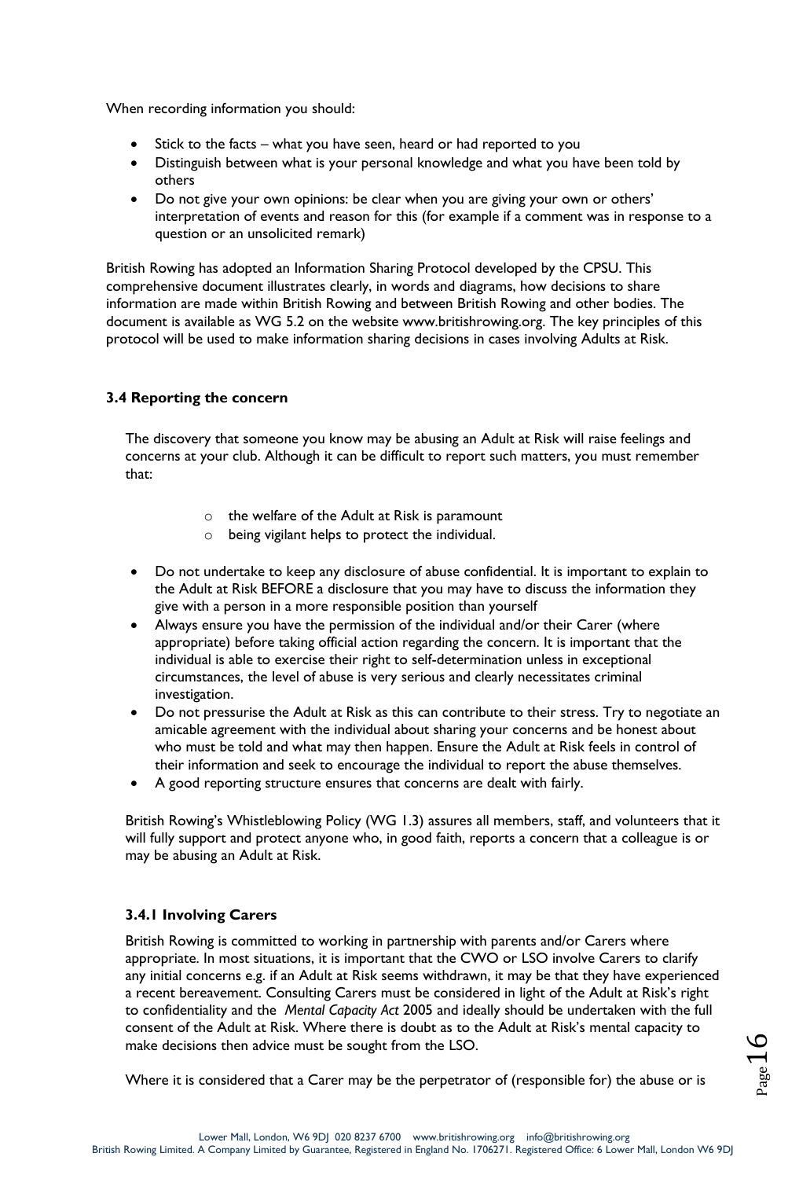When recording information you should:

- Stick to the facts – what you have seen, heard or had reported to you
- Distinguish between what is your personal knowledge and what you have been told by others
- Do not give your own opinions: be clear when you are giving your own or others' interpretation of events and reason for this (for example if a comment was in response to a question or an unsolicited remark)

British Rowing has adopted an Information Sharing Protocol developed by the CPSU. This comprehensive document illustrates clearly, in words and diagrams, how decisions to share information are made within British Rowing and between British Rowing and other bodies. The document is available as WG 5.2 on the website www.britishrowing.org. The key principles of this protocol will be used to make information sharing decisions in cases involving Adults at Risk.

### 3.4 Reporting the concern

The discovery that someone you know may be abusing an Adult at Risk will raise feelings and concerns at your club. Although it can be difficult to report such matters, you must remember that:

- the welfare of the Adult at Risk is paramount
- being vigilant helps to protect the individual.

- Do not undertake to keep any disclosure of abuse confidential. It is important to explain to the Adult at Risk BEFORE a disclosure that you may have to discuss the information they give with a person in a more responsible position than yourself
- Always ensure you have the permission of the individual and/or their Carer (where appropriate) before taking official action regarding the concern. It is important that the individual is able to exercise their right to self-determination unless in exceptional circumstances, the level of abuse is very serious and clearly necessitates criminal investigation.
- Do not pressurise the Adult at Risk as this can contribute to their stress. Try to negotiate an amicable agreement with the individual about sharing your concerns and be honest about who must be told and what may then happen. Ensure the Adult at Risk feels in control of their information and seek to encourage the individual to report the abuse themselves.
- A good reporting structure ensures that concerns are dealt with fairly.

British Rowing's Whistleblowing Policy (WG 1.3) assures all members, staff, and volunteers that it will fully support and protect anyone who, in good faith, reports a concern that a colleague is or may be abusing an Adult at Risk.

#### 3.4.1 Involving Carers

British Rowing is committed to working in partnership with parents and/or Carers where appropriate. In most situations, it is important that the CWO or LSO involve Carers to clarify any initial concerns e.g. if an Adult at Risk seems withdrawn, it may be that they have experienced a recent bereavement. Consulting Carers must be considered in light of the Adult at Risk's right to confidentiality and the *Mental Capacity Act* 2005 and ideally should be undertaken with the full consent of the Adult at Risk. Where there is doubt as to the Adult at Risk's mental capacity to make decisions then advice must be sought from the LSO.

Where it is considered that a Carer may be the perpetrator of (responsible for) the abuse or is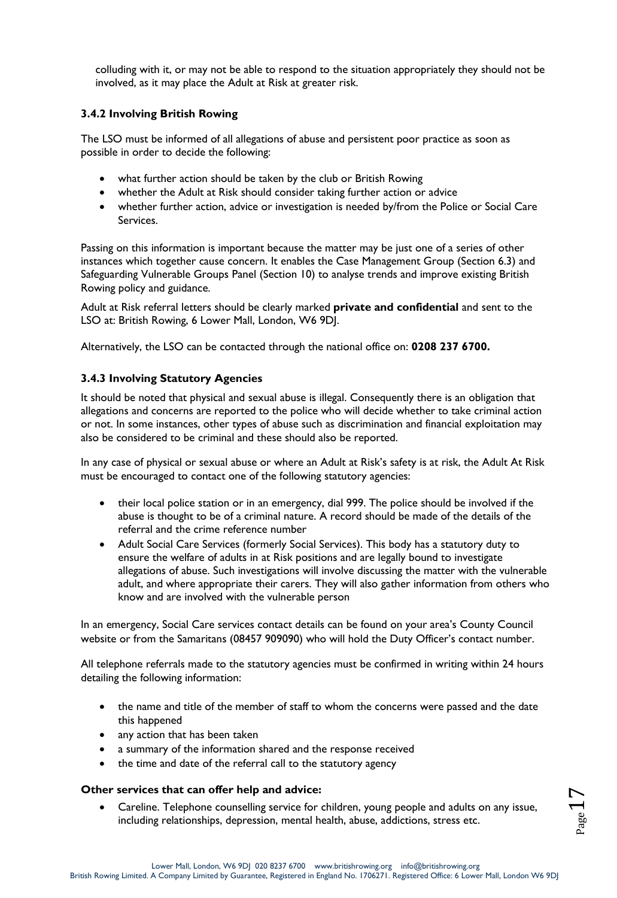colluding with it, or may not be able to respond to the situation appropriately they should not be involved, as it may place the Adult at Risk at greater risk.

### 3.4.2 Involving British Rowing

The LSO must be informed of all allegations of abuse and persistent poor practice as soon as possible in order to decide the following:

- what further action should be taken by the club or British Rowing
- whether the Adult at Risk should consider taking further action or advice
- whether further action, advice or investigation is needed by/from the Police or Social Care Services.

Passing on this information is important because the matter may be just one of a series of other instances which together cause concern. It enables the Case Management Group (Section 6.3) and Safeguarding Vulnerable Groups Panel (Section 10) to analyse trends and improve existing British Rowing policy and guidance.

Adult at Risk referral letters should be clearly marked **private and confidential** and sent to the LSO at: British Rowing, 6 Lower Mall, London, W6 9DJ.

Alternatively, the LSO can be contacted through the national office on: **0208 237 6700.**

### 3.4.3 Involving Statutory Agencies

It should be noted that physical and sexual abuse is illegal. Consequently there is an obligation that allegations and concerns are reported to the police who will decide whether to take criminal action or not. In some instances, other types of abuse such as discrimination and financial exploitation may also be considered to be criminal and these should also be reported.

In any case of physical or sexual abuse or where an Adult at Risk's safety is at risk, the Adult At Risk must be encouraged to contact one of the following statutory agencies:

- their local police station or in an emergency, dial 999. The police should be involved if the abuse is thought to be of a criminal nature. A record should be made of the details of the referral and the crime reference number
- Adult Social Care Services (formerly Social Services). This body has a statutory duty to ensure the welfare of adults in at Risk positions and are legally bound to investigate allegations of abuse. Such investigations will involve discussing the matter with the vulnerable adult, and where appropriate their carers. They will also gather information from others who know and are involved with the vulnerable person

In an emergency, Social Care services contact details can be found on your area's County Council website or from the Samaritans (08457 909090) who will hold the Duty Officer's contact number.

All telephone referrals made to the statutory agencies must be confirmed in writing within 24 hours detailing the following information:

- the name and title of the member of staff to whom the concerns were passed and the date this happened
- any action that has been taken
- a summary of the information shared and the response received
- the time and date of the referral call to the statutory agency

**Other services that can offer help and advice:**

- Careline. Telephone counselling service for children, young people and adults on any issue, including relationships, depression, mental health, abuse, addictions, stress etc.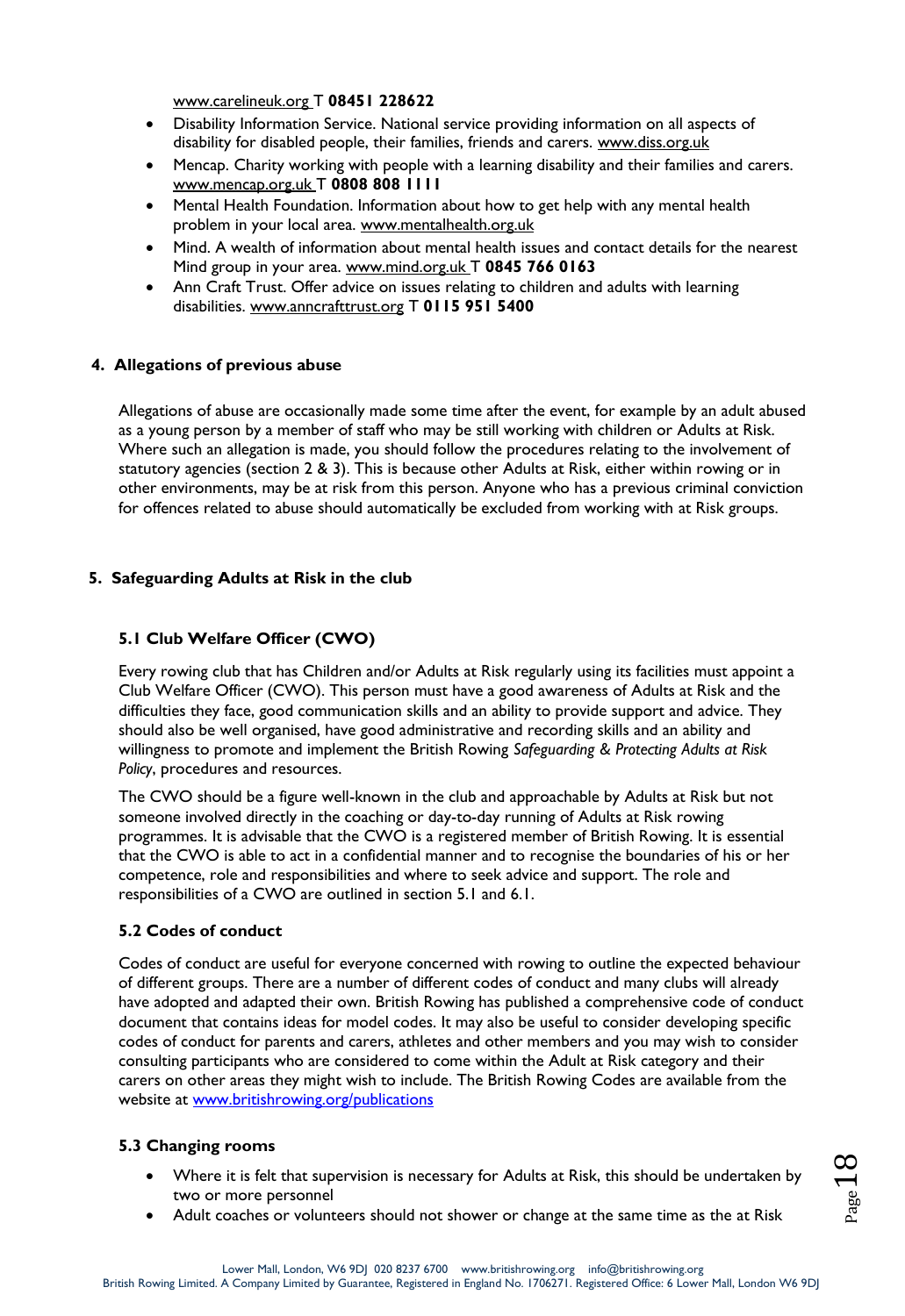www.carelineuk.org T **08451 228622**

- Disability Information Service. National service providing information on all aspects of disability for disabled people, their families, friends and carers. www.diss.org.uk
- Mencap. Charity working with people with a learning disability and their families and carers. www.mencap.org.uk T **0808 808 1111**
- Mental Health Foundation. Information about how to get help with any mental health problem in your local area. www.mentalhealth.org.uk
- Mind. A wealth of information about mental health issues and contact details for the nearest Mind group in your area. www.mind.org.uk T **0845 766 0163**
- Ann Craft Trust. Offer advice on issues relating to children and adults with learning disabilities. www.anncrafttrust.org T **0115 951 5400**

## 4. Allegations of previous abuse

Allegations of abuse are occasionally made some time after the event, for example by an adult abused as a young person by a member of staff who may be still working with children or Adults at Risk. Where such an allegation is made, you should follow the procedures relating to the involvement of statutory agencies (section 2 & 3). This is because other Adults at Risk, either within rowing or in other environments, may be at risk from this person. Anyone who has a previous criminal conviction for offences related to abuse should automatically be excluded from working with at Risk groups.

## 5. Safeguarding Adults at Risk in the club

### 5.1 Club Welfare Officer (CWO)

Every rowing club that has Children and/or Adults at Risk regularly using its facilities must appoint a Club Welfare Officer (CWO). This person must have a good awareness of Adults at Risk and the difficulties they face, good communication skills and an ability to provide support and advice. They should also be well organised, have good administrative and recording skills and an ability and willingness to promote and implement the British Rowing *Safeguarding & Protecting Adults at Risk Policy*, procedures and resources.

The CWO should be a figure well-known in the club and approachable by Adults at Risk but not someone involved directly in the coaching or day-to-day running of Adults at Risk rowing programmes. It is advisable that the CWO is a registered member of British Rowing. It is essential that the CWO is able to act in a confidential manner and to recognise the boundaries of his or her competence, role and responsibilities and where to seek advice and support. The role and responsibilities of a CWO are outlined in section 5.1 and 6.1.

### 5.2 Codes of conduct

Codes of conduct are useful for everyone concerned with rowing to outline the expected behaviour of different groups. There are a number of different codes of conduct and many clubs will already have adopted and adapted their own. British Rowing has published a comprehensive code of conduct document that contains ideas for model codes. It may also be useful to consider developing specific codes of conduct for parents and carers, athletes and other members and you may wish to consider consulting participants who are considered to come within the Adult at Risk category and their carers on other areas they might wish to include. The British Rowing Codes are available from the website at www.britishrowing.org/publications

### 5.3 Changing rooms

- Where it is felt that supervision is necessary for Adults at Risk, this should be undertaken by two or more personnel
- Adult coaches or volunteers should not shower or change at the same time as the at Risk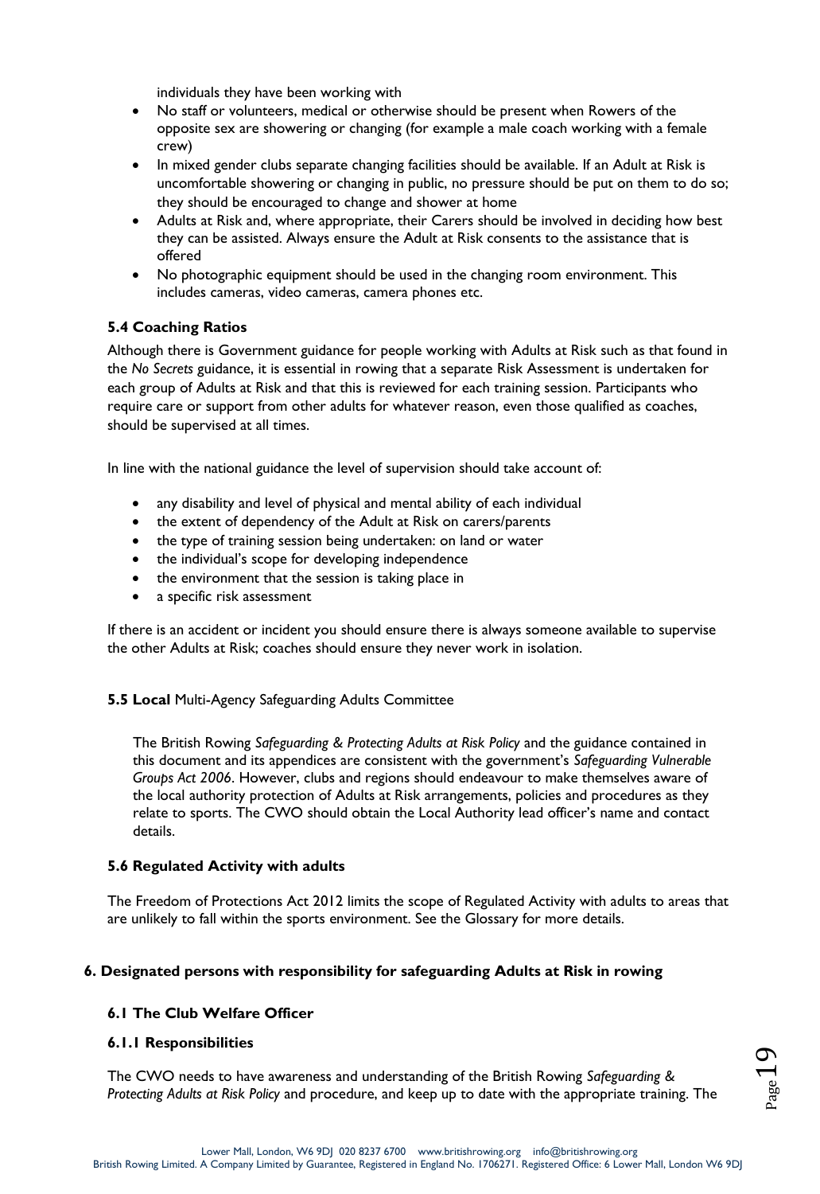individuals they have been working with

- No staff or volunteers, medical or otherwise should be present when Rowers of the opposite sex are showering or changing (for example a male coach working with a female crew)
- In mixed gender clubs separate changing facilities should be available. If an Adult at Risk is uncomfortable showering or changing in public, no pressure should be put on them to do so; they should be encouraged to change and shower at home
- Adults at Risk and, where appropriate, their Carers should be involved in deciding how best they can be assisted. Always ensure the Adult at Risk consents to the assistance that is offered
- No photographic equipment should be used in the changing room environment. This includes cameras, video cameras, camera phones etc.

### 5.4 Coaching Ratios

Although there is Government guidance for people working with Adults at Risk such as that found in the *No Secrets* guidance, it is essential in rowing that a separate Risk Assessment is undertaken for each group of Adults at Risk and that this is reviewed for each training session. Participants who require care or support from other adults for whatever reason, even those qualified as coaches, should be supervised at all times.

In line with the national guidance the level of supervision should take account of:

- any disability and level of physical and mental ability of each individual
- the extent of dependency of the Adult at Risk on carers/parents
- the type of training session being undertaken: on land or water
- the individual's scope for developing independence
- the environment that the session is taking place in
- a specific risk assessment

If there is an accident or incident you should ensure there is always someone available to supervise the other Adults at Risk; coaches should ensure they never work in isolation.

### 5.5 Local Multi-Agency Safeguarding Adults Committee

The British Rowing *Safeguarding & Protecting Adults at Risk Policy* and the guidance contained in this document and its appendices are consistent with the government's *Safeguarding Vulnerable Groups Act 2006*. However, clubs and regions should endeavour to make themselves aware of the local authority protection of Adults at Risk arrangements, policies and procedures as they relate to sports. The CWO should obtain the Local Authority lead officer's name and contact details.

### 5.6 Regulated Activity with adults

The Freedom of Protections Act 2012 limits the scope of Regulated Activity with adults to areas that are unlikely to fall within the sports environment. See the Glossary for more details.

## 6. Designated persons with responsibility for safeguarding Adults at Risk in rowing

### 6.1 The Club Welfare Officer

#### 6.1.1 Responsibilities

The CWO needs to have awareness and understanding of the British Rowing *Safeguarding & Protecting Adults at Risk Policy* and procedure, and keep up to date with the appropriate training. The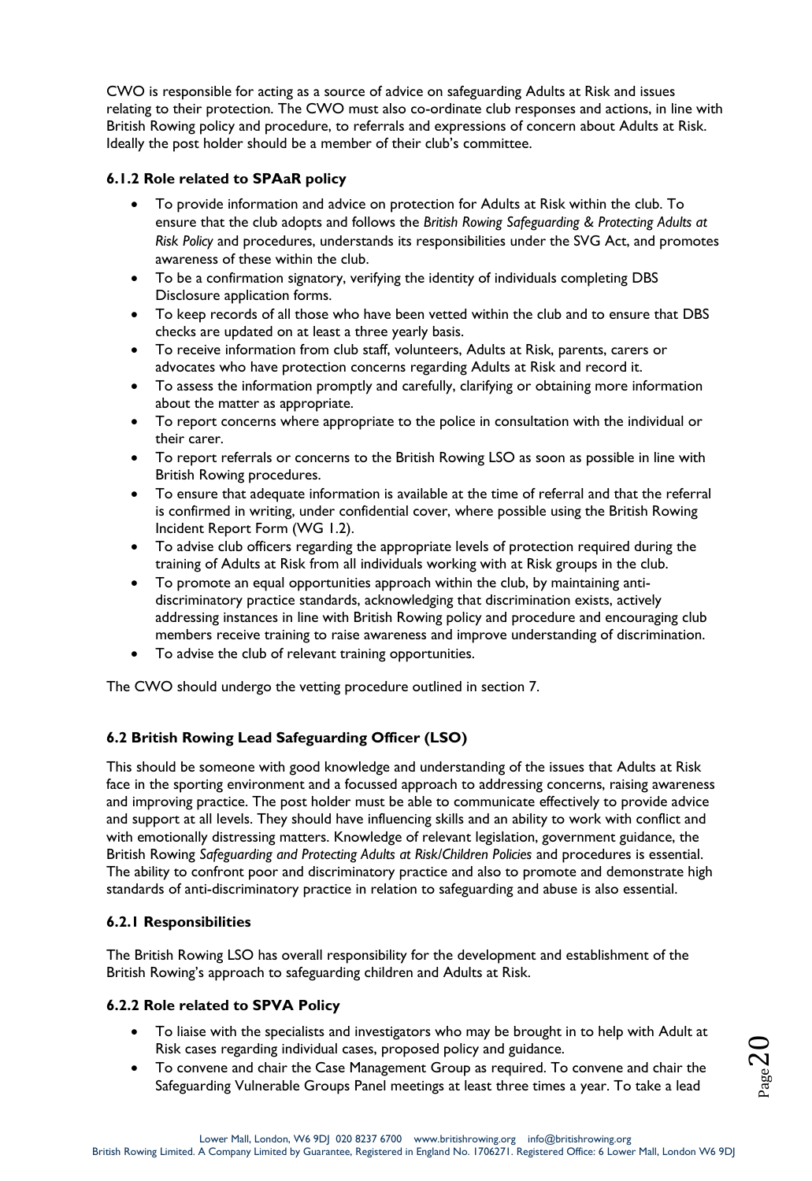CWO is responsible for acting as a source of advice on safeguarding Adults at Risk and issues relating to their protection. The CWO must also co-ordinate club responses and actions, in line with British Rowing policy and procedure, to referrals and expressions of concern about Adults at Risk. Ideally the post holder should be a member of their club's committee.

### 6.1.2 Role related to SPAaR policy

- To provide information and advice on protection for Adults at Risk within the club. To ensure that the club adopts and follows the *British Rowing Safeguarding & Protecting Adults at Risk Policy* and procedures, understands its responsibilities under the SVG Act, and promotes awareness of these within the club.
- To be a confirmation signatory, verifying the identity of individuals completing DBS Disclosure application forms.
- To keep records of all those who have been vetted within the club and to ensure that DBS checks are updated on at least a three yearly basis.
- To receive information from club staff, volunteers, Adults at Risk, parents, carers or advocates who have protection concerns regarding Adults at Risk and record it.
- To assess the information promptly and carefully, clarifying or obtaining more information about the matter as appropriate.
- To report concerns where appropriate to the police in consultation with the individual or their carer.
- To report referrals or concerns to the British Rowing LSO as soon as possible in line with British Rowing procedures.
- To ensure that adequate information is available at the time of referral and that the referral is confirmed in writing, under confidential cover, where possible using the British Rowing Incident Report Form (WG 1.2).
- To advise club officers regarding the appropriate levels of protection required during the training of Adults at Risk from all individuals working with at Risk groups in the club.
- To promote an equal opportunities approach within the club, by maintaining anti-discriminatory practice standards, acknowledging that discrimination exists, actively addressing instances in line with British Rowing policy and procedure and encouraging club members receive training to raise awareness and improve understanding of discrimination.
- To advise the club of relevant training opportunities.

The CWO should undergo the vetting procedure outlined in section 7.

### 6.2 British Rowing Lead Safeguarding Officer (LSO)

This should be someone with good knowledge and understanding of the issues that Adults at Risk face in the sporting environment and a focussed approach to addressing concerns, raising awareness and improving practice. The post holder must be able to communicate effectively to provide advice and support at all levels. They should have influencing skills and an ability to work with conflict and with emotionally distressing matters. Knowledge of relevant legislation, government guidance, the British Rowing *Safeguarding and Protecting Adults at Risk/Children Policies* and procedures is essential. The ability to confront poor and discriminatory practice and also to promote and demonstrate high standards of anti-discriminatory practice in relation to safeguarding and abuse is also essential.

### 6.2.1 Responsibilities

The British Rowing LSO has overall responsibility for the development and establishment of the British Rowing's approach to safeguarding children and Adults at Risk.

### 6.2.2 Role related to SPVA Policy

- To liaise with the specialists and investigators who may be brought in to help with Adult at Risk cases regarding individual cases, proposed policy and guidance.
- To convene and chair the Case Management Group as required. To convene and chair the Safeguarding Vulnerable Groups Panel meetings at least three times a year. To take a lead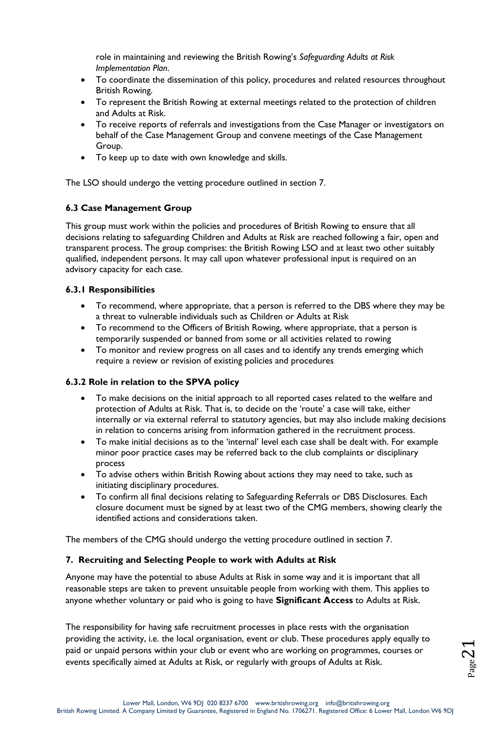role in maintaining and reviewing the British Rowing's *Safeguarding Adults at Risk Implementation Plan*.
- To coordinate the dissemination of this policy, procedures and related resources throughout British Rowing.
- To represent the British Rowing at external meetings related to the protection of children and Adults at Risk.
- To receive reports of referrals and investigations from the Case Manager or investigators on behalf of the Case Management Group and convene meetings of the Case Management Group.
- To keep up to date with own knowledge and skills.

The LSO should undergo the vetting procedure outlined in section 7.

### 6.3 Case Management Group

This group must work within the policies and procedures of British Rowing to ensure that all decisions relating to safeguarding Children and Adults at Risk are reached following a fair, open and transparent process. The group comprises: the British Rowing LSO and at least two other suitably qualified, independent persons. It may call upon whatever professional input is required on an advisory capacity for each case.

#### 6.3.1 Responsibilities

- To recommend, where appropriate, that a person is referred to the DBS where they may be a threat to vulnerable individuals such as Children or Adults at Risk
- To recommend to the Officers of British Rowing, where appropriate, that a person is temporarily suspended or banned from some or all activities related to rowing
- To monitor and review progress on all cases and to identify any trends emerging which require a review or revision of existing policies and procedures

#### 6.3.2 Role in relation to the SPVA policy

- To make decisions on the initial approach to all reported cases related to the welfare and protection of Adults at Risk. That is, to decide on the 'route' a case will take, either internally or via external referral to statutory agencies, but may also include making decisions in relation to concerns arising from information gathered in the recruitment process.
- To make initial decisions as to the 'internal' level each case shall be dealt with. For example minor poor practice cases may be referred back to the club complaints or disciplinary process
- To advise others within British Rowing about actions they may need to take, such as initiating disciplinary procedures.
- To confirm all final decisions relating to Safeguarding Referrals or DBS Disclosures. Each closure document must be signed by at least two of the CMG members, showing clearly the identified actions and considerations taken.

The members of the CMG should undergo the vetting procedure outlined in section 7.

## 7. Recruiting and Selecting People to work with Adults at Risk

Anyone may have the potential to abuse Adults at Risk in some way and it is important that all reasonable steps are taken to prevent unsuitable people from working with them. This applies to anyone whether voluntary or paid who is going to have **Significant Access** to Adults at Risk.

The responsibility for having safe recruitment processes in place rests with the organisation providing the activity, i.e. the local organisation, event or club. These procedures apply equally to paid or unpaid persons within your club or event who are working on programmes, courses or events specifically aimed at Adults at Risk, or regularly with groups of Adults at Risk.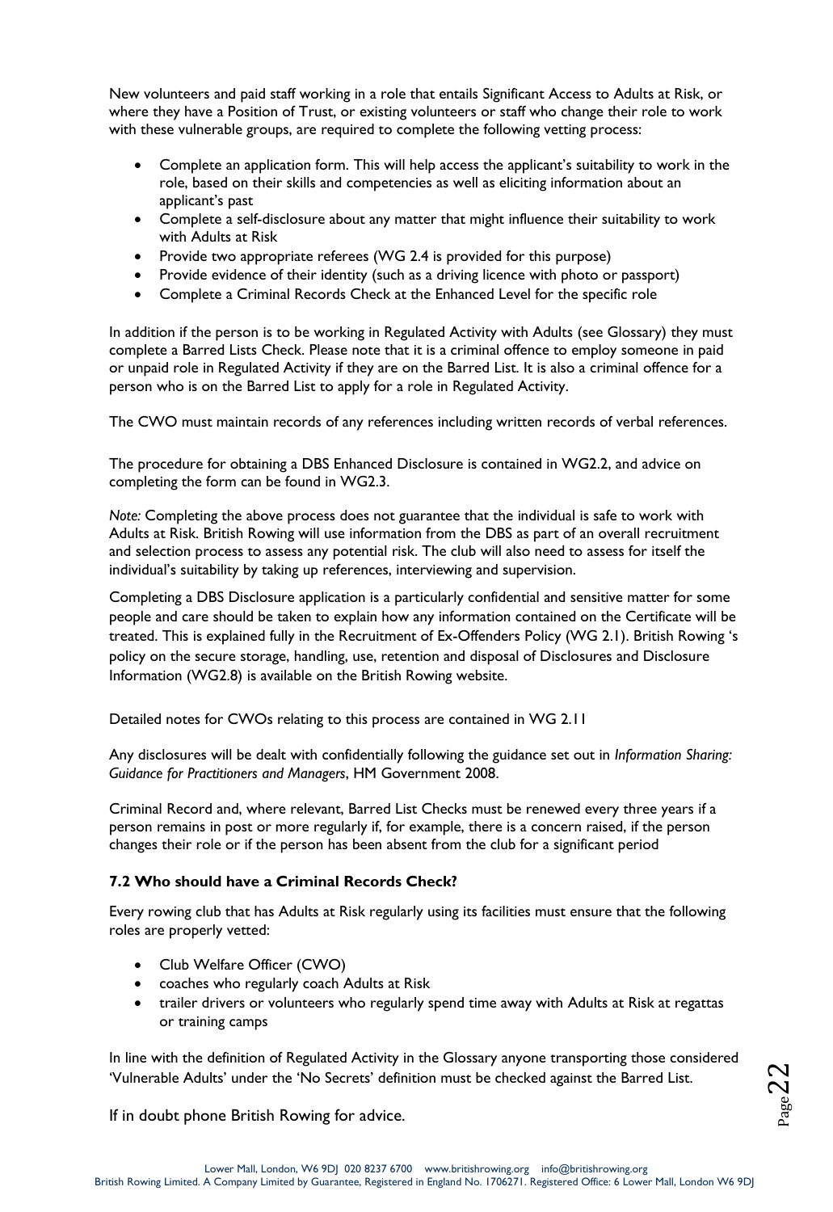New volunteers and paid staff working in a role that entails Significant Access to Adults at Risk, or where they have a Position of Trust, or existing volunteers or staff who change their role to work with these vulnerable groups, are required to complete the following vetting process:

- Complete an application form. This will help access the applicant's suitability to work in the role, based on their skills and competencies as well as eliciting information about an applicant's past
- Complete a self-disclosure about any matter that might influence their suitability to work with Adults at Risk
- Provide two appropriate referees (WG 2.4 is provided for this purpose)
- Provide evidence of their identity (such as a driving licence with photo or passport)
- Complete a Criminal Records Check at the Enhanced Level for the specific role

In addition if the person is to be working in Regulated Activity with Adults (see Glossary) they must complete a Barred Lists Check. Please note that it is a criminal offence to employ someone in paid or unpaid role in Regulated Activity if they are on the Barred List. It is also a criminal offence for a person who is on the Barred List to apply for a role in Regulated Activity.

The CWO must maintain records of any references including written records of verbal references.

The procedure for obtaining a DBS Enhanced Disclosure is contained in WG2.2, and advice on completing the form can be found in WG2.3.

*Note:* Completing the above process does not guarantee that the individual is safe to work with Adults at Risk. British Rowing will use information from the DBS as part of an overall recruitment and selection process to assess any potential risk. The club will also need to assess for itself the individual's suitability by taking up references, interviewing and supervision.

Completing a DBS Disclosure application is a particularly confidential and sensitive matter for some people and care should be taken to explain how any information contained on the Certificate will be treated. This is explained fully in the Recruitment of Ex-Offenders Policy (WG 2.1). British Rowing 's policy on the secure storage, handling, use, retention and disposal of Disclosures and Disclosure Information (WG2.8) is available on the British Rowing website.

Detailed notes for CWOs relating to this process are contained in WG 2.11

Any disclosures will be dealt with confidentially following the guidance set out in *Information Sharing: Guidance for Practitioners and Managers*, HM Government 2008.

Criminal Record and, where relevant, Barred List Checks must be renewed every three years if a person remains in post or more regularly if, for example, there is a concern raised, if the person changes their role or if the person has been absent from the club for a significant period

### 7.2 Who should have a Criminal Records Check?

Every rowing club that has Adults at Risk regularly using its facilities must ensure that the following roles are properly vetted:

- Club Welfare Officer (CWO)
- coaches who regularly coach Adults at Risk
- trailer drivers or volunteers who regularly spend time away with Adults at Risk at regattas or training camps

In line with the definition of Regulated Activity in the Glossary anyone transporting those considered 'Vulnerable Adults' under the 'No Secrets' definition must be checked against the Barred List.

If in doubt phone British Rowing for advice.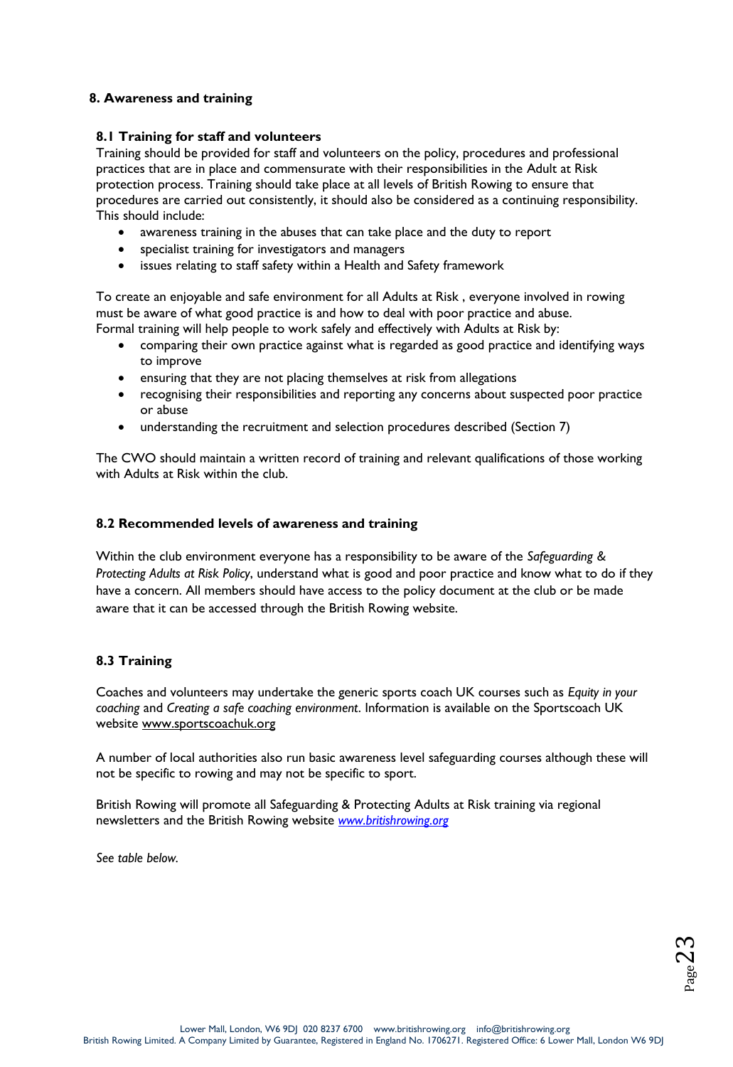## 8. Awareness and training

### 8.1 Training for staff and volunteers

Training should be provided for staff and volunteers on the policy, procedures and professional practices that are in place and commensurate with their responsibilities in the Adult at Risk protection process. Training should take place at all levels of British Rowing to ensure that procedures are carried out consistently, it should also be considered as a continuing responsibility. This should include:

- awareness training in the abuses that can take place and the duty to report
- specialist training for investigators and managers
- issues relating to staff safety within a Health and Safety framework

To create an enjoyable and safe environment for all Adults at Risk , everyone involved in rowing must be aware of what good practice is and how to deal with poor practice and abuse.
Formal training will help people to work safely and effectively with Adults at Risk by:

- comparing their own practice against what is regarded as good practice and identifying ways to improve
- ensuring that they are not placing themselves at risk from allegations
- recognising their responsibilities and reporting any concerns about suspected poor practice or abuse
- understanding the recruitment and selection procedures described (Section 7)

The CWO should maintain a written record of training and relevant qualifications of those working with Adults at Risk within the club.

### 8.2 Recommended levels of awareness and training

Within the club environment everyone has a responsibility to be aware of the *Safeguarding & Protecting Adults at Risk Policy*, understand what is good and poor practice and know what to do if they have a concern. All members should have access to the policy document at the club or be made aware that it can be accessed through the British Rowing website.

### 8.3 Training

Coaches and volunteers may undertake the generic sports coach UK courses such as *Equity in your coaching* and *Creating a safe coaching environment*. Information is available on the Sportscoach UK website www.sportscoachuk.org

A number of local authorities also run basic awareness level safeguarding courses although these will not be specific to rowing and may not be specific to sport.

British Rowing will promote all Safeguarding & Protecting Adults at Risk training via regional newsletters and the British Rowing website *www.britishrowing.org*

*See table below.*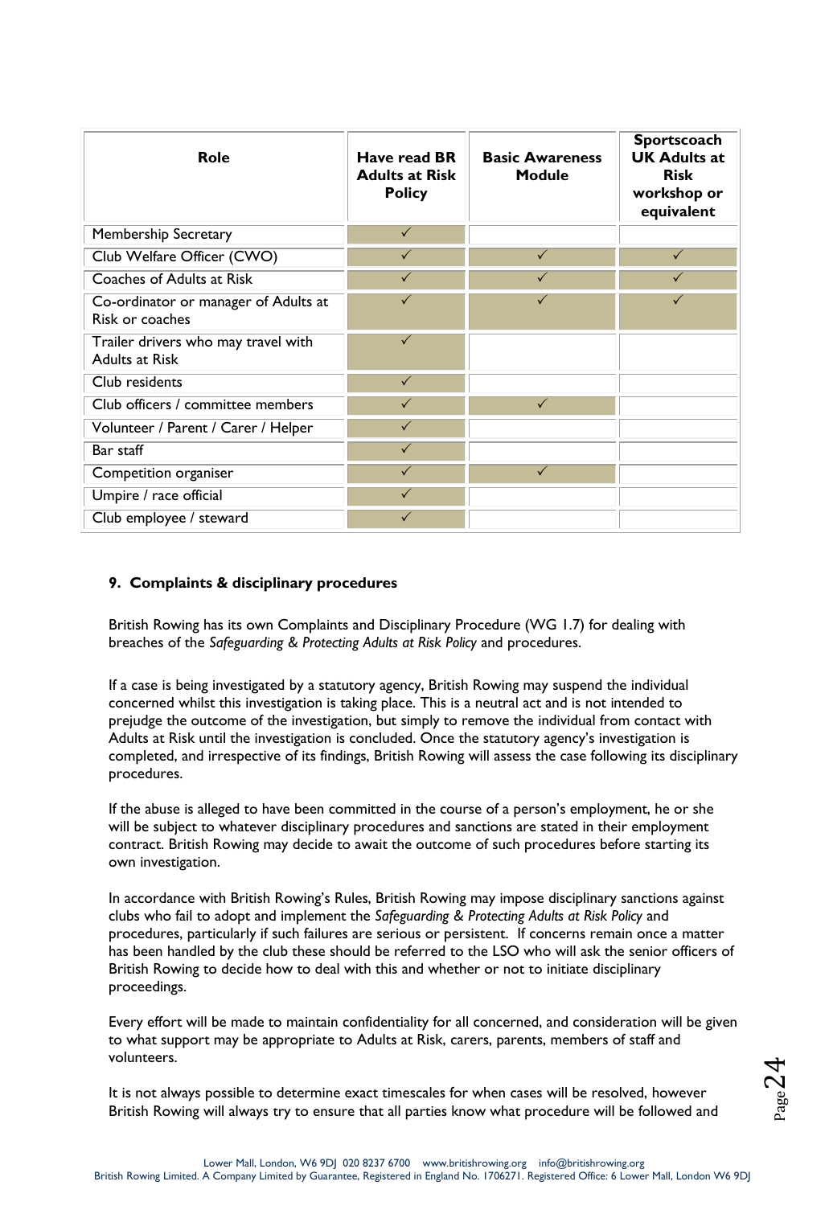| Role | Have read BR Adults at Risk Policy | Basic Awareness Module | Sportscoach UK Adults at Risk workshop or equivalent |
|---|---|---|---|
| Membership Secretary | ✓ | | |
| Club Welfare Officer (CWO) | ✓ | ✓ | ✓ |
| Coaches of Adults at Risk | ✓ | ✓ | ✓ |
| Co-ordinator or manager of Adults at Risk or coaches | ✓ | ✓ | ✓ |
| Trailer drivers who may travel with Adults at Risk | ✓ | | |
| Club residents | ✓ | | |
| Club officers / committee members | ✓ | ✓ | |
| Volunteer / Parent / Carer / Helper | ✓ | | |
| Bar staff | ✓ | | |
| Competition organiser | ✓ | ✓ | |
| Umpire / race official | ✓ | | |
| Club employee / steward | ✓ | | |

## 9. Complaints & disciplinary procedures

British Rowing has its own Complaints and Disciplinary Procedure (WG 1.7) for dealing with breaches of the *Safeguarding & Protecting Adults at Risk Policy* and procedures.

If a case is being investigated by a statutory agency, British Rowing may suspend the individual concerned whilst this investigation is taking place. This is a neutral act and is not intended to prejudge the outcome of the investigation, but simply to remove the individual from contact with Adults at Risk until the investigation is concluded. Once the statutory agency's investigation is completed, and irrespective of its findings, British Rowing will assess the case following its disciplinary procedures.

If the abuse is alleged to have been committed in the course of a person's employment, he or she will be subject to whatever disciplinary procedures and sanctions are stated in their employment contract. British Rowing may decide to await the outcome of such procedures before starting its own investigation.

In accordance with British Rowing's Rules, British Rowing may impose disciplinary sanctions against clubs who fail to adopt and implement the *Safeguarding & Protecting Adults at Risk Policy* and procedures, particularly if such failures are serious or persistent. If concerns remain once a matter has been handled by the club these should be referred to the LSO who will ask the senior officers of British Rowing to decide how to deal with this and whether or not to initiate disciplinary proceedings.

Every effort will be made to maintain confidentiality for all concerned, and consideration will be given to what support may be appropriate to Adults at Risk, carers, parents, members of staff and volunteers.

It is not always possible to determine exact timescales for when cases will be resolved, however British Rowing will always try to ensure that all parties know what procedure will be followed and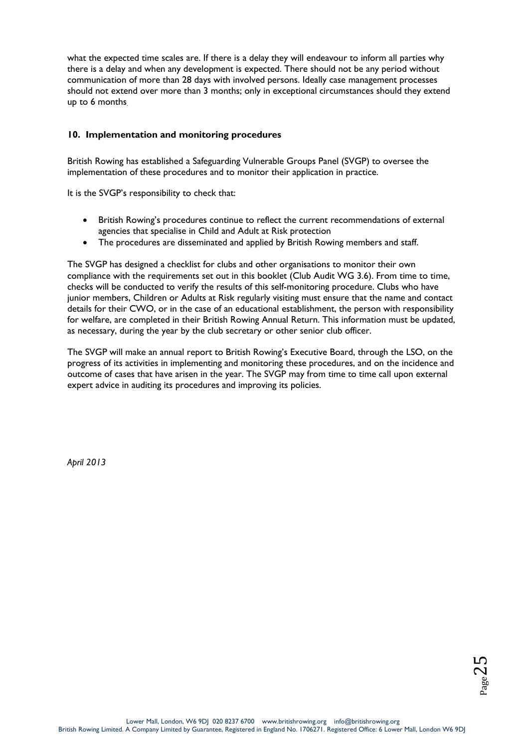what the expected time scales are. If there is a delay they will endeavour to inform all parties why there is a delay and when any development is expected. There should not be any period without communication of more than 28 days with involved persons. Ideally case management processes should not extend over more than 3 months; only in exceptional circumstances should they extend up to 6 months.

## 10. Implementation and monitoring procedures

British Rowing has established a Safeguarding Vulnerable Groups Panel (SVGP) to oversee the implementation of these procedures and to monitor their application in practice.

It is the SVGP's responsibility to check that:

- British Rowing's procedures continue to reflect the current recommendations of external agencies that specialise in Child and Adult at Risk protection
- The procedures are disseminated and applied by British Rowing members and staff.

The SVGP has designed a checklist for clubs and other organisations to monitor their own compliance with the requirements set out in this booklet (Club Audit WG 3.6). From time to time, checks will be conducted to verify the results of this self-monitoring procedure. Clubs who have junior members, Children or Adults at Risk regularly visiting must ensure that the name and contact details for their CWO, or in the case of an educational establishment, the person with responsibility for welfare, are completed in their British Rowing Annual Return. This information must be updated, as necessary, during the year by the club secretary or other senior club officer.

The SVGP will make an annual report to British Rowing's Executive Board, through the LSO, on the progress of its activities in implementing and monitoring these procedures, and on the incidence and outcome of cases that have arisen in the year. The SVGP may from time to time call upon external expert advice in auditing its procedures and improving its policies.

*April 2013*